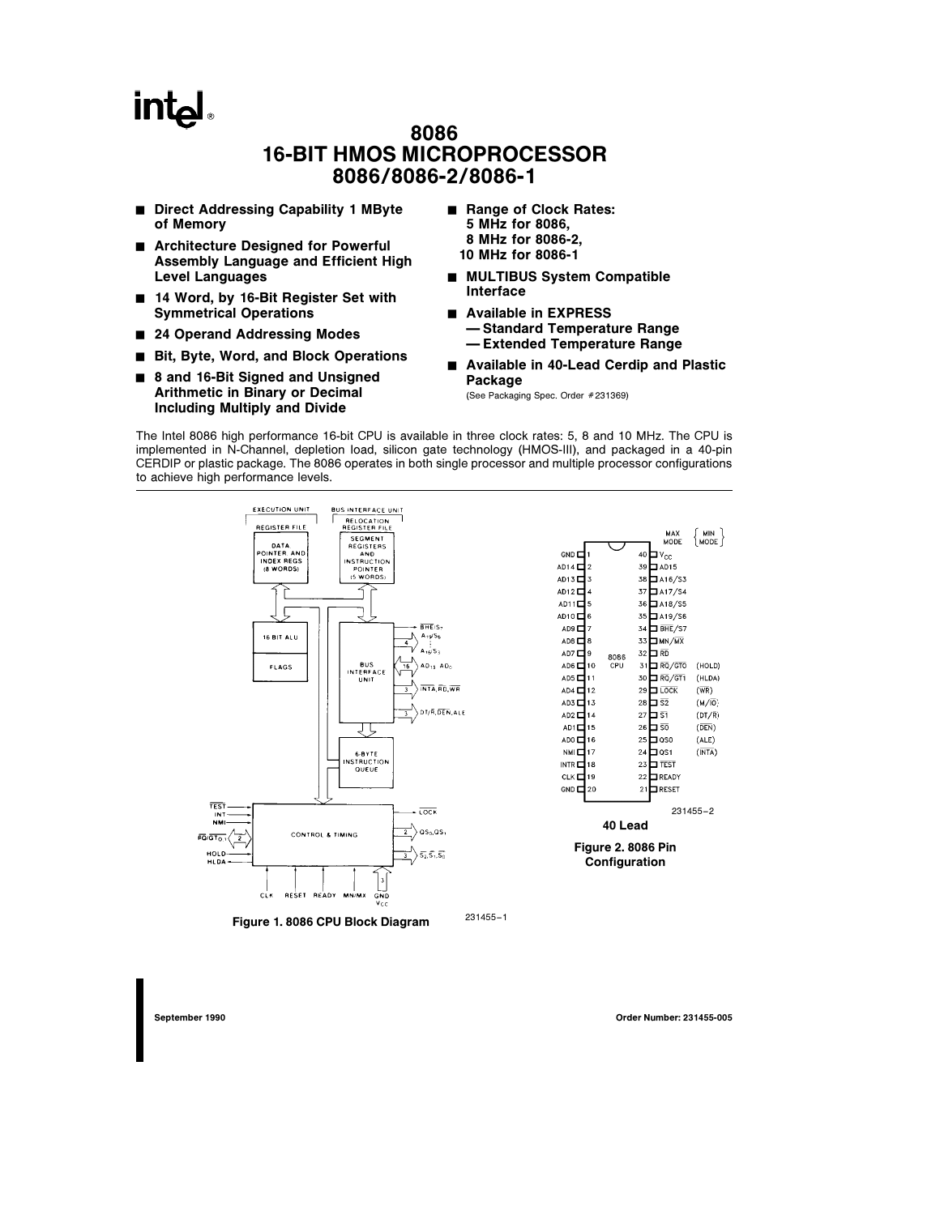# 8086 16-BIT HMOS MICROPROCESSOR 8086/8086-2/8086-1

- **Direct Addressing Capability 1 MByte of Memory**
- **Architecture Designed for Powerful Assembly Language and Efficient High Level Languages**
- **14 Word, by 16-Bit Register Set with Symmetrical Operations**
- **24 Operand Addressing Modes**
- **Bit, Byte, Word, and Block Operations**
- **8 and 16-Bit Signed and Unsigned Arithmetic in Binary or Decimal Including Multiply and Divide**
- **Range of Clock Rates:**
  **5 MHz for 8086,**
  **8 MHz for 8086-2,**
  **10 MHz for 8086-1**
- **MULTIBUS System Compatible Interface**
- **Available in EXPRESS**
  **— Standard Temperature Range**
  **— Extended Temperature Range**
- **Available in 40-Lead Cerdip and Plastic Package**
  (See Packaging Spec. Order #231369)

The Intel 8086 high performance 16-bit CPU is available in three clock rates: 5, 8 and 10 MHz. The CPU is implemented in N-Channel, depletion load, silicon gate technology (HMOS-III), and packaged in a 40-pin CERDIP or plastic package. The 8086 operates in both single processor and multiple processor configurations to achieve high performance levels.

231455–1

**Figure 1. 8086 CPU Block Diagram**

| Pin | Name | Pin | Max Mode | (Min Mode) |
|---|---|---|---|---|
| 1 | GND | 40 | $V_{CC}$ | |
| 2 | AD14 | 39 | AD15 | |
| 3 | AD13 | 38 | A16/S3 | |
| 4 | AD12 | 37 | A17/S4 | |
| 5 | AD11 | 36 | A18/S5 | |
| 6 | AD10 | 35 | A19/S6 | |
| 7 | AD9 | 34 | $\overline{BHE}$/S7 | |
| 8 | AD8 | 33 | MN/$\overline{MX}$ | |
| 9 | AD7 | 32 | $\overline{RD}$ | |
| 10 | AD6 | 31 | $\overline{RQ}/\overline{GT0}$ | (HOLD) |
| 11 | AD5 | 30 | $\overline{RQ}/\overline{GT1}$ | (HLDA) |
| 12 | AD4 | 29 | $\overline{LOCK}$ | ($\overline{WR}$) |
| 13 | AD3 | 28 | $\overline{S2}$ | (M/$\overline{IO}$) |
| 14 | AD2 | 27 | $\overline{S1}$ | (DT/$\overline{R}$) |
| 15 | AD1 | 26 | $\overline{S0}$ | ($\overline{DEN}$) |
| 16 | AD0 | 25 | QS0 | (ALE) |
| 17 | NMI | 24 | QS1 | ($\overline{INTA}$) |
| 18 | INTR | 23 | $\overline{TEST}$ | |
| 19 | CLK | 22 | READY | |
| 20 | GND | 21 | RESET | |

231455–2

**40 Lead**

**Figure 2. 8086 Pin Configuration**

September 1990 — Order Number: 231455-005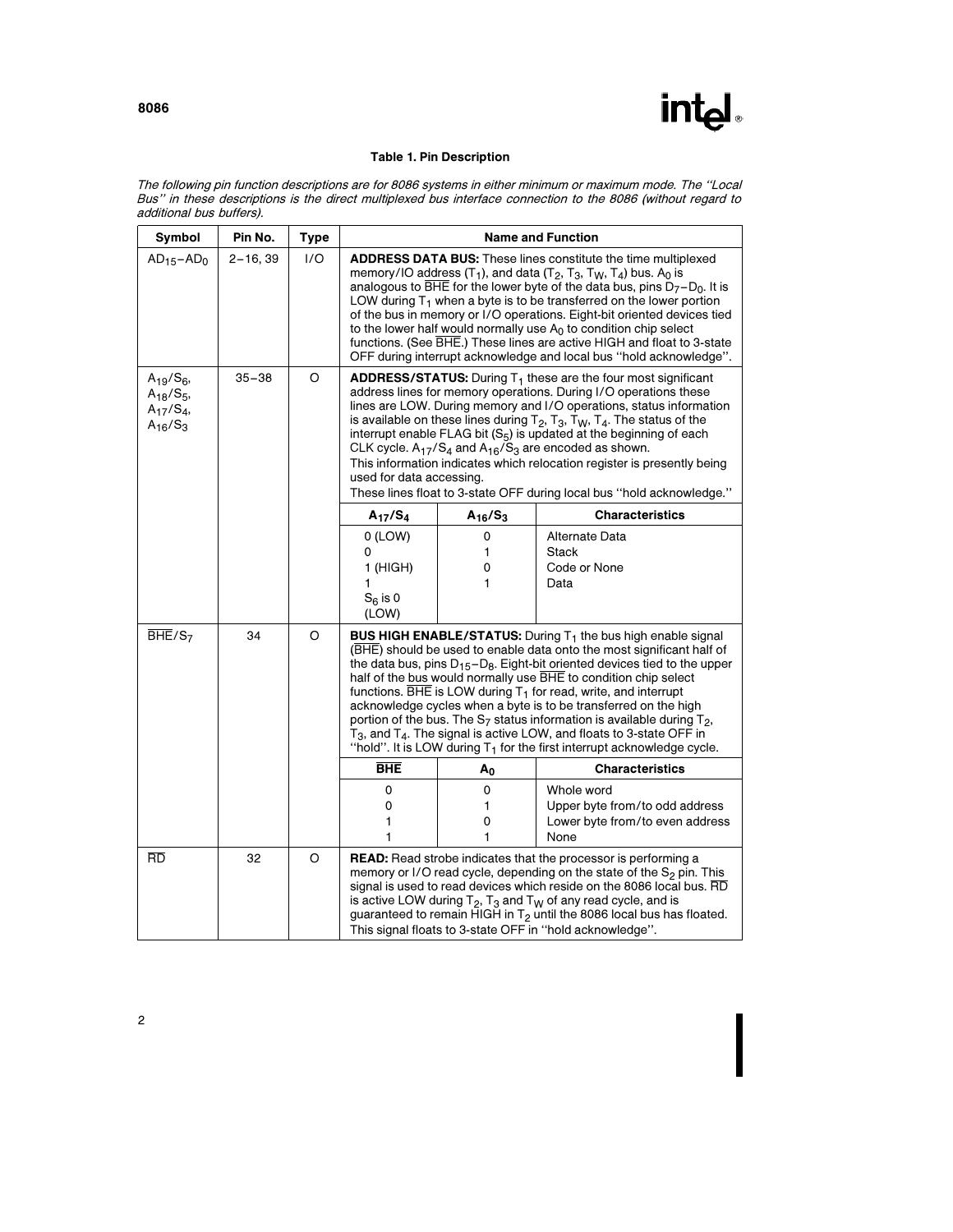## Table 1. Pin Description

*The following pin function descriptions are for 8086 systems in either minimum or maximum mode. The "Local Bus" in these descriptions is the direct multiplexed bus interface connection to the 8086 (without regard to additional bus buffers).*

| Symbol | Pin No. | Type | Name and Function |
|---|---|---|---|
| $AD_{15}$–$AD_0$ | 2–16, 39 | I/O | **ADDRESS DATA BUS:** These lines constitute the time multiplexed memory/IO address ($T_1$), and data ($T_2$, $T_3$, $T_W$, $T_4$) bus. $A_0$ is analogous to $\overline{BHE}$ for the lower byte of the data bus, pins $D_7$–$D_0$. It is LOW during $T_1$ when a byte is to be transferred on the lower portion of the bus in memory or I/O operations. Eight-bit oriented devices tied to the lower half would normally use $A_0$ to condition chip select functions. (See $\overline{BHE}$.) These lines are active HIGH and float to 3-state OFF during interrupt acknowledge and local bus "hold acknowledge". |
| $A_{19}/S_6$, $A_{18}/S_5$, $A_{17}/S_4$, $A_{16}/S_3$ | 35–38 | O | **ADDRESS/STATUS:** During $T_1$ these are the four most significant address lines for memory operations. During I/O operations these lines are LOW. During memory and I/O operations, status information is available on these lines during $T_2$, $T_3$, $T_W$, $T_4$. The status of the interrupt enable FLAG bit ($S_5$) is updated at the beginning of each CLK cycle. $A_{17}/S_4$ and $A_{16}/S_3$ are encoded as shown. This information indicates which relocation register is presently being used for data accessing. These lines float to 3-state OFF during local bus "hold acknowledge." <br><br> **$A_{17}/S_4$ / $A_{16}/S_3$ / Characteristics** <br> 0 (LOW) / 0 / Alternate Data <br> 0 / 1 / Stack <br> 1 (HIGH) / 0 / Code or None <br> 1 / 1 / Data <br> $S_6$ is 0 (LOW) |
| $\overline{BHE}/S_7$ | 34 | O | **BUS HIGH ENABLE/STATUS:** During $T_1$ the bus high enable signal ($\overline{BHE}$) should be used to enable data onto the most significant half of the data bus, pins $D_{15}$–$D_8$. Eight-bit oriented devices tied to the upper half of the bus would normally use $\overline{BHE}$ to condition chip select functions. $\overline{BHE}$ is LOW during $T_1$ for read, write, and interrupt acknowledge cycles when a byte is to be transferred on the high portion of the bus. The $S_7$ status information is available during $T_2$, $T_3$, and $T_4$. The signal is active LOW, and floats to 3-state OFF in "hold". It is LOW during $T_1$ for the first interrupt acknowledge cycle. <br><br> **$\overline{BHE}$ / $A_0$ / Characteristics** <br> 0 / 0 / Whole word <br> 0 / 1 / Upper byte from/to odd address <br> 1 / 0 / Lower byte from/to even address <br> 1 / 1 / None |
| $\overline{RD}$ | 32 | O | **READ:** Read strobe indicates that the processor is performing a memory or I/O read cycle, depending on the state of the $S_2$ pin. This signal is used to read devices which reside on the 8086 local bus. $\overline{RD}$ is active LOW during $T_2$, $T_3$ and $T_W$ of any read cycle, and is guaranteed to remain HIGH in $T_2$ until the 8086 local bus has floated. This signal floats to 3-state OFF in "hold acknowledge". |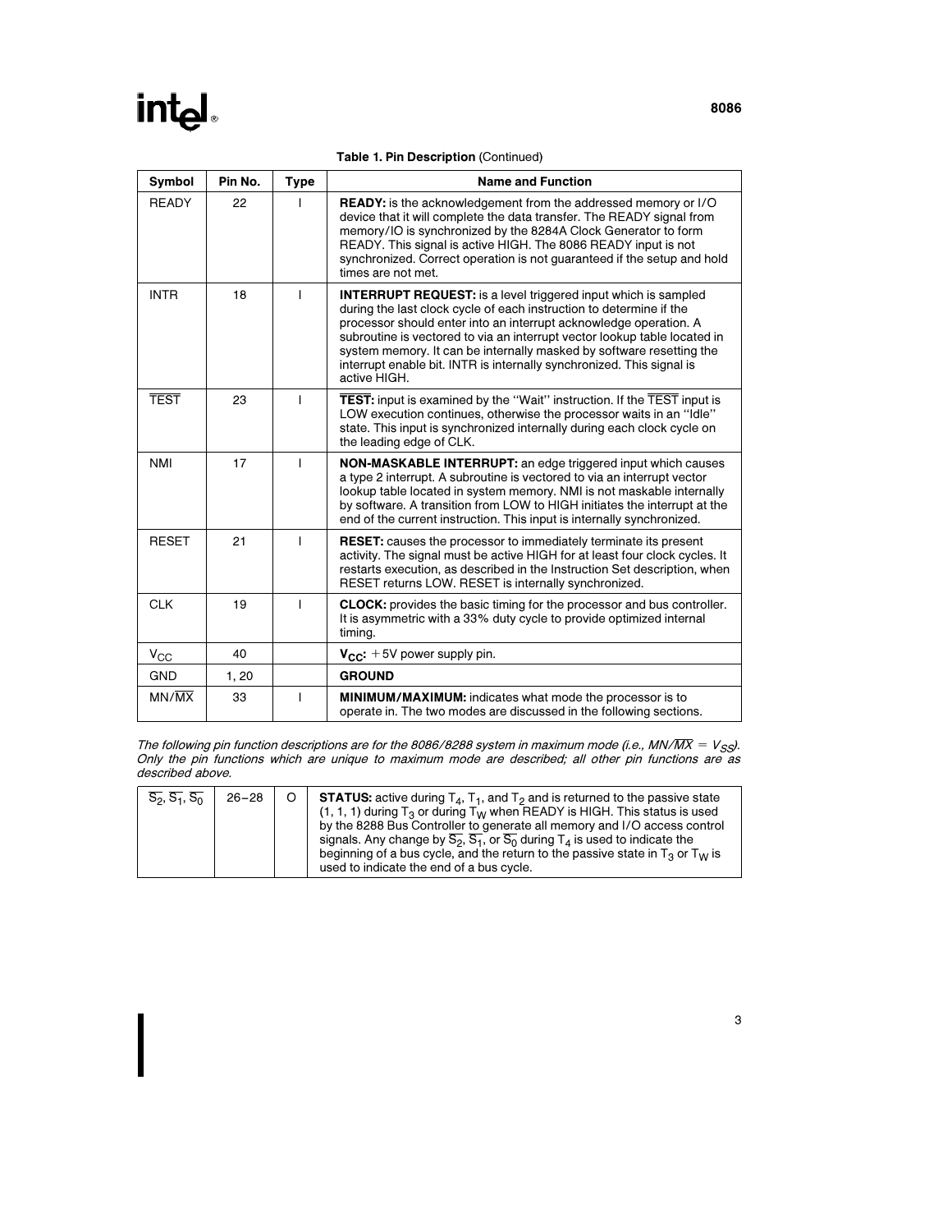**Table 1. Pin Description** (Continued)

| Symbol | Pin No. | Type | Name and Function |
|---|---|---|---|
| READY | 22 | I | **READY:** is the acknowledgement from the addressed memory or I/O device that it will complete the data transfer. The READY signal from memory/IO is synchronized by the 8284A Clock Generator to form READY. This signal is active HIGH. The 8086 READY input is not synchronized. Correct operation is not guaranteed if the setup and hold times are not met. |
| INTR | 18 | I | **INTERRUPT REQUEST:** is a level triggered input which is sampled during the last clock cycle of each instruction to determine if the processor should enter into an interrupt acknowledge operation. A subroutine is vectored to via an interrupt vector lookup table located in system memory. It can be internally masked by software resetting the interrupt enable bit. INTR is internally synchronized. This signal is active HIGH. |
| $\overline{TEST}$ | 23 | I | **$\overline{TEST}$:** input is examined by the "Wait" instruction. If the $\overline{TEST}$ input is LOW execution continues, otherwise the processor waits in an "Idle" state. This input is synchronized internally during each clock cycle on the leading edge of CLK. |
| NMI | 17 | I | **NON-MASKABLE INTERRUPT:** an edge triggered input which causes a type 2 interrupt. A subroutine is vectored to via an interrupt vector lookup table located in system memory. NMI is not maskable internally by software. A transition from LOW to HIGH initiates the interrupt at the end of the current instruction. This input is internally synchronized. |
| RESET | 21 | I | **RESET:** causes the processor to immediately terminate its present activity. The signal must be active HIGH for at least four clock cycles. It restarts execution, as described in the Instruction Set description, when RESET returns LOW. RESET is internally synchronized. |
| CLK | 19 | I | **CLOCK:** provides the basic timing for the processor and bus controller. It is asymmetric with a 33% duty cycle to provide optimized internal timing. |
| $V_{CC}$ | 40 | | **$V_{CC}$:** +5V power supply pin. |
| GND | 1, 20 | | **GROUND** |
| MN/$\overline{MX}$ | 33 | I | **MINIMUM/MAXIMUM:** indicates what mode the processor is to operate in. The two modes are discussed in the following sections. |

*The following pin function descriptions are for the 8086/8288 system in maximum mode (i.e., MN/$\overline{MX}$ = $V_{SS}$). Only the pin functions which are unique to maximum mode are described; all other pin functions are as described above.*

| Symbol | Pin No. | Type | Name and Function |
|---|---|---|---|
| $\overline{S_2}$, $\overline{S_1}$, $\overline{S_0}$ | 26–28 | O | **STATUS:** active during $T_4$, $T_1$, and $T_2$ and is returned to the passive state (1, 1, 1) during $T_3$ or during $T_W$ when READY is HIGH. This status is used by the 8288 Bus Controller to generate all memory and I/O access control signals. Any change by $\overline{S_2}$, $\overline{S_1}$, or $\overline{S_0}$ during $T_4$ is used to indicate the beginning of a bus cycle, and the return to the passive state in $T_3$ or $T_W$ is used to indicate the end of a bus cycle. |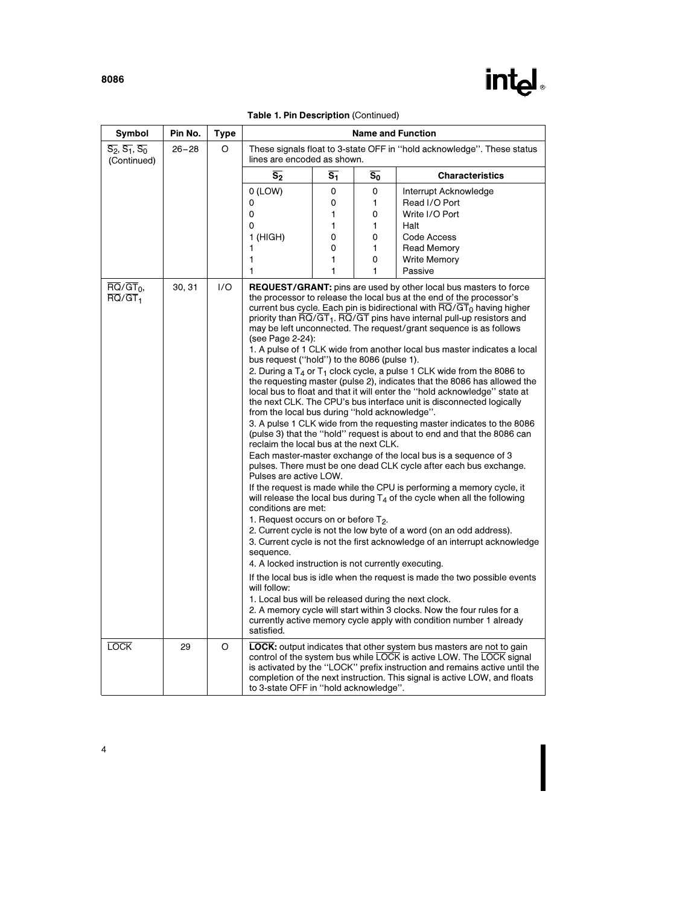**Table 1. Pin Description** (Continued)

| Symbol | Pin No. | Type | Name and Function |
|---|---|---|---|
| $\overline{S_2}$, $\overline{S_1}$, $\overline{S_0}$ (Continued) | 26–28 | O | These signals float to 3-state OFF in "hold acknowledge". These status lines are encoded as shown.<br><br>$\overline{S_2}$ / $\overline{S_1}$ / $\overline{S_0}$ — **Characteristics**<br>0 (LOW) 0 0 — Interrupt Acknowledge<br>0 0 1 — Read I/O Port<br>0 1 0 — Write I/O Port<br>0 1 1 — Halt<br>1 (HIGH) 0 0 — Code Access<br>1 0 1 — Read Memory<br>1 1 0 — Write Memory<br>1 1 1 — Passive |
| $\overline{RQ}/\overline{GT}_0$, $\overline{RQ}/\overline{GT}_1$ | 30, 31 | I/O | **REQUEST/GRANT:** pins are used by other local bus masters to force the processor to release the local bus at the end of the processor's current bus cycle. Each pin is bidirectional with $\overline{RQ}/\overline{GT}_0$ having higher priority than $\overline{RQ}/\overline{GT}_1$. $\overline{RQ}/\overline{GT}$ pins have internal pull-up resistors and may be left unconnected. The request/grant sequence is as follows (see Page 2-24):<br>1. A pulse of 1 CLK wide from another local bus master indicates a local bus request ("hold") to the 8086 (pulse 1).<br>2. During a $T_4$ or $T_1$ clock cycle, a pulse 1 CLK wide from the 8086 to the requesting master (pulse 2), indicates that the 8086 has allowed the local bus to float and that it will enter the "hold acknowledge" state at the next CLK. The CPU's bus interface unit is disconnected logically from the local bus during "hold acknowledge".<br>3. A pulse 1 CLK wide from the requesting master indicates to the 8086 (pulse 3) that the "hold" request is about to end and that the 8086 can reclaim the local bus at the next CLK.<br>Each master-master exchange of the local bus is a sequence of 3 pulses. There must be one dead CLK cycle after each bus exchange. Pulses are active LOW.<br>If the request is made while the CPU is performing a memory cycle, it will release the local bus during $T_4$ of the cycle when all the following conditions are met:<br>1. Request occurs on or before $T_2$.<br>2. Current cycle is not the low byte of a word (on an odd address).<br>3. Current cycle is not the first acknowledge of an interrupt acknowledge sequence.<br>4. A locked instruction is not currently executing.<br>If the local bus is idle when the request is made the two possible events will follow:<br>1. Local bus will be released during the next clock.<br>2. A memory cycle will start within 3 clocks. Now the four rules for a currently active memory cycle apply with condition number 1 already satisfied. |
| $\overline{LOCK}$ | 29 | O | **$\overline{LOCK}$:** output indicates that other system bus masters are not to gain control of the system bus while $\overline{LOCK}$ is active LOW. The $\overline{LOCK}$ signal is activated by the "LOCK" prefix instruction and remains active until the completion of the next instruction. This signal is active LOW, and floats to 3-state OFF in "hold acknowledge". |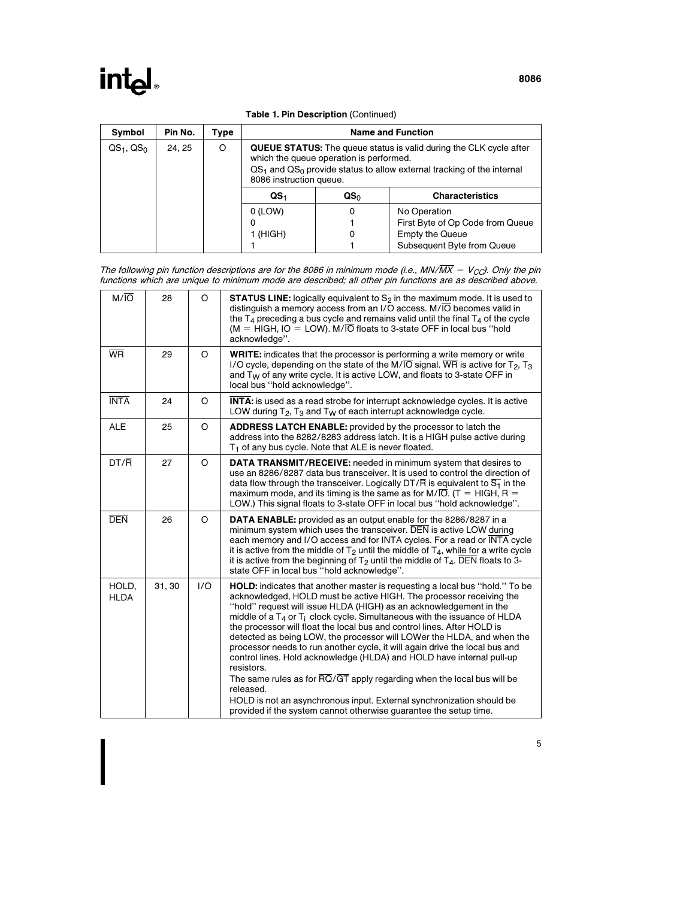**Table 1. Pin Description** (Continued)

| Symbol | Pin No. | Type | Name and Function | | |
|---|---|---|---|---|---|
| $QS_1$, $QS_0$ | 24, 25 | O | **QUEUE STATUS:** The queue status is valid during the CLK cycle after which the queue operation is performed. $QS_1$ and $QS_0$ provide status to allow external tracking of the internal 8086 instruction queue. | | |
| | | | **$QS_1$** | **$QS_0$** | **Characteristics** |
| | | | 0 (LOW) | 0 | No Operation |
| | | | 0 | 1 | First Byte of Op Code from Queue |
| | | | 1 (HIGH) | 0 | Empty the Queue |
| | | | 1 | 1 | Subsequent Byte from Queue |

*The following pin function descriptions are for the 8086 in minimum mode (i.e., $MN/\overline{MX} = V_{CC}$). Only the pin functions which are unique to minimum mode are described; all other pin functions are as described above.*

| Symbol | Pin No. | Type | Name and Function |
|---|---|---|---|
| $M/\overline{IO}$ | 28 | O | **STATUS LINE:** logically equivalent to $S_2$ in the maximum mode. It is used to distinguish a memory access from an I/O access. $M/\overline{IO}$ becomes valid in the $T_4$ preceding a bus cycle and remains valid until the final $T_4$ of the cycle (M = HIGH, IO = LOW). $M/\overline{IO}$ floats to 3-state OFF in local bus "hold acknowledge". |
| $\overline{WR}$ | 29 | O | **WRITE:** indicates that the processor is performing a write memory or write I/O cycle, depending on the state of the $M/\overline{IO}$ signal. $\overline{WR}$ is active for $T_2$, $T_3$ and $T_W$ of any write cycle. It is active LOW, and floats to 3-state OFF in local bus "hold acknowledge". |
| $\overline{INTA}$ | 24 | O | **$\overline{INTA}$:** is used as a read strobe for interrupt acknowledge cycles. It is active LOW during $T_2$, $T_3$ and $T_W$ of each interrupt acknowledge cycle. |
| ALE | 25 | O | **ADDRESS LATCH ENABLE:** provided by the processor to latch the address into the 8282/8283 address latch. It is a HIGH pulse active during $T_1$ of any bus cycle. Note that ALE is never floated. |
| $DT/\overline{R}$ | 27 | O | **DATA TRANSMIT/RECEIVE:** needed in minimum system that desires to use an 8286/8287 data bus transceiver. It is used to control the direction of data flow through the transceiver. Logically $DT/\overline{R}$ is equivalent to $\overline{S_1}$ in the maximum mode, and its timing is the same as for $M/\overline{IO}$. (T = HIGH, R = LOW.) This signal floats to 3-state OFF in local bus "hold acknowledge". |
| $\overline{DEN}$ | 26 | O | **DATA ENABLE:** provided as an output enable for the 8286/8287 in a minimum system which uses the transceiver. $\overline{DEN}$ is active LOW during each memory and I/O access and for INTA cycles. For a read or $\overline{INTA}$ cycle it is active from the middle of $T_2$ until the middle of $T_4$, while for a write cycle it is active from the beginning of $T_2$ until the middle of $T_4$. $\overline{DEN}$ floats to 3-state OFF in local bus "hold acknowledge". |
| HOLD, HLDA | 31, 30 | I/O | **HOLD:** indicates that another master is requesting a local bus "hold." To be acknowledged, HOLD must be active HIGH. The processor receiving the "hold" request will issue HLDA (HIGH) as an acknowledgement in the middle of a $T_4$ or $T_i$ clock cycle. Simultaneous with the issuance of HLDA the processor will float the local bus and control lines. After HOLD is detected as being LOW, the processor will LOWer the HLDA, and when the processor needs to run another cycle, it will again drive the local bus and control lines. Hold acknowledge (HLDA) and HOLD have internal pull-up resistors. The same rules as for $\overline{RQ}/\overline{GT}$ apply regarding when the local bus will be released. HOLD is not an asynchronous input. External synchronization should be provided if the system cannot otherwise guarantee the setup time. |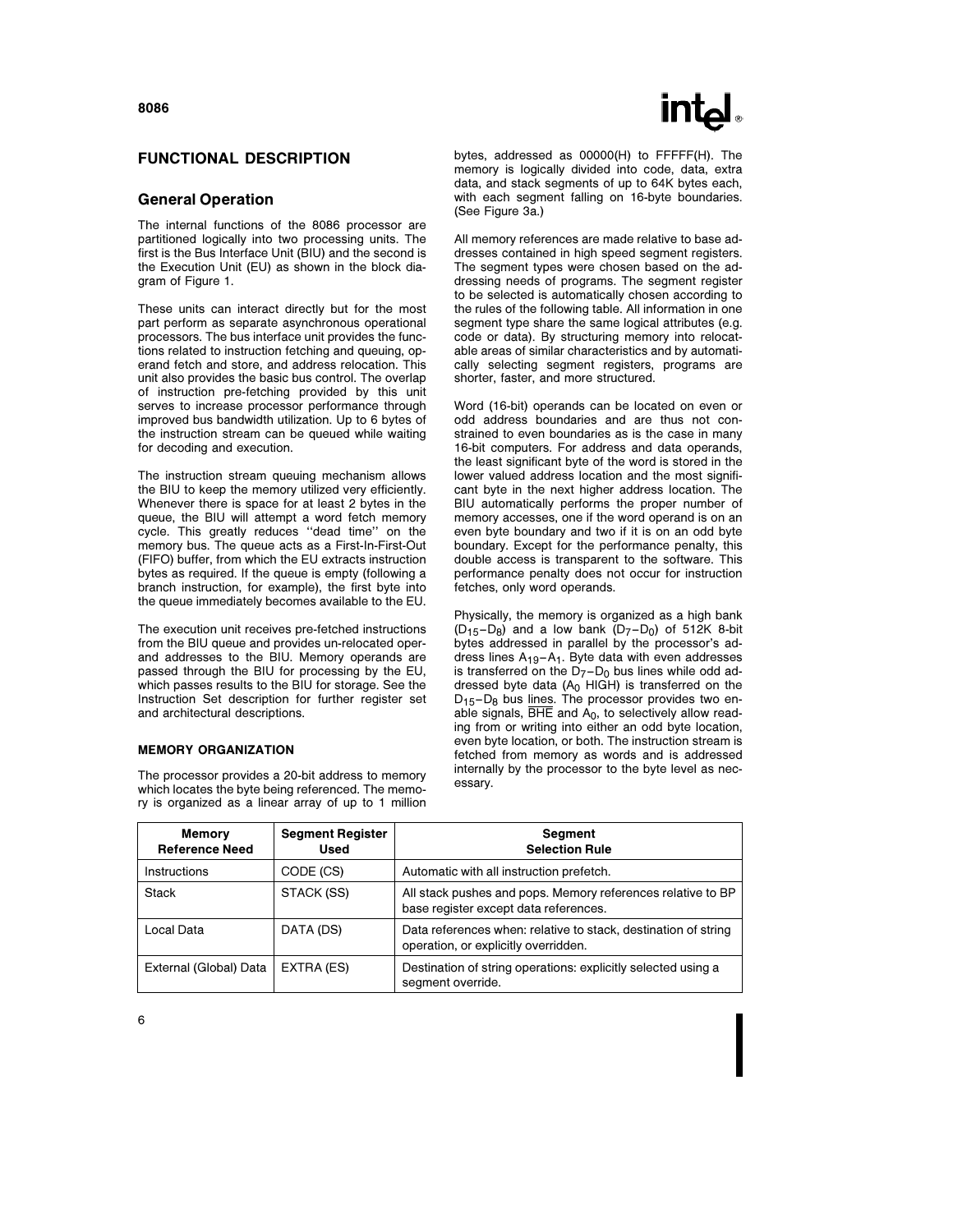## FUNCTIONAL DESCRIPTION

### General Operation

The internal functions of the 8086 processor are partitioned logically into two processing units. The first is the Bus Interface Unit (BIU) and the second is the Execution Unit (EU) as shown in the block diagram of Figure 1.

These units can interact directly but for the most part perform as separate asynchronous operational processors. The bus interface unit provides the functions related to instruction fetching and queuing, operand fetch and store, and address relocation. This unit also provides the basic bus control. The overlap of instruction pre-fetching provided by this unit serves to increase processor performance through improved bus bandwidth utilization. Up to 6 bytes of the instruction stream can be queued while waiting for decoding and execution.

The instruction stream queuing mechanism allows the BIU to keep the memory utilized very efficiently. Whenever there is space for at least 2 bytes in the queue, the BIU will attempt a word fetch memory cycle. This greatly reduces ''dead time'' on the memory bus. The queue acts as a First-In-First-Out (FIFO) buffer, from which the EU extracts instruction bytes as required. If the queue is empty (following a branch instruction, for example), the first byte into the queue immediately becomes available to the EU.

The execution unit receives pre-fetched instructions from the BIU queue and provides un-relocated operand addresses to the BIU. Memory operands are passed through the BIU for processing by the EU, which passes results to the BIU for storage. See the Instruction Set description for further register set and architectural descriptions.

#### MEMORY ORGANIZATION

The processor provides a 20-bit address to memory which locates the byte being referenced. The memory is organized as a linear array of up to 1 million bytes, addressed as 00000(H) to FFFFF(H). The memory is logically divided into code, data, extra data, and stack segments of up to 64K bytes each, with each segment falling on 16-byte boundaries. (See Figure 3a.)

All memory references are made relative to base addresses contained in high speed segment registers. The segment types were chosen based on the addressing needs of programs. The segment register to be selected is automatically chosen according to the rules of the following table. All information in one segment type share the same logical attributes (e.g. code or data). By structuring memory into relocatable areas of similar characteristics and by automatically selecting segment registers, programs are shorter, faster, and more structured.

Word (16-bit) operands can be located on even or odd address boundaries and are thus not constrained to even boundaries as is the case in many 16-bit computers. For address and data operands, the least significant byte of the word is stored in the lower valued address location and the most significant byte in the next higher address location. The BIU automatically performs the proper number of memory accesses, one if the word operand is on an even byte boundary and two if it is on an odd byte boundary. Except for the performance penalty, this double access is transparent to the software. This performance penalty does not occur for instruction fetches, only word operands.

Physically, the memory is organized as a high bank ($D_{15}$–$D_8$) and a low bank ($D_7$–$D_0$) of 512K 8-bit bytes addressed in parallel by the processor's address lines $A_{19}$–$A_1$. Byte data with even addresses is transferred on the $D_7$–$D_0$ bus lines while odd addressed byte data ($A_0$ HIGH) is transferred on the $D_{15}$–$D_8$ bus lines. The processor provides two enable signals, $\overline{BHE}$ and $A_0$, to selectively allow reading from or writing into either an odd byte location, even byte location, or both. The instruction stream is fetched from memory as words and is addressed internally by the processor to the byte level as necessary.

| Memory Reference Need | Segment Register Used | Segment Selection Rule |
|---|---|---|
| Instructions | CODE (CS) | Automatic with all instruction prefetch. |
| Stack | STACK (SS) | All stack pushes and pops. Memory references relative to BP base register except data references. |
| Local Data | DATA (DS) | Data references when: relative to stack, destination of string operation, or explicitly overridden. |
| External (Global) Data | EXTRA (ES) | Destination of string operations: explicitly selected using a segment override. |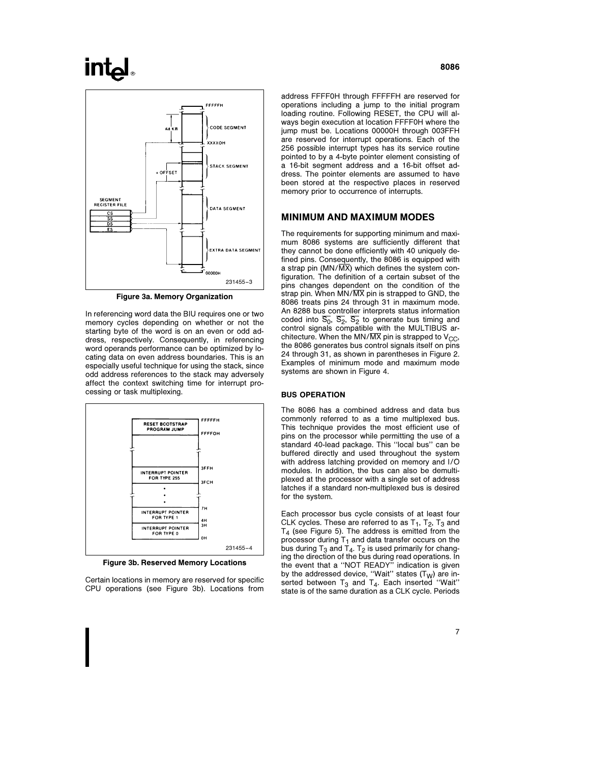Figure 3a. Memory Organization

In referencing word data the BIU requires one or two memory cycles depending on whether or not the starting byte of the word is on an even or odd address, respectively. Consequently, in referencing word operands performance can be optimized by locating data on even address boundaries. This is an especially useful technique for using the stack, since odd address references to the stack may adversely affect the context switching time for interrupt processing or task multiplexing.

Figure 3b. Reserved Memory Locations

Certain locations in memory are reserved for specific CPU operations (see Figure 3b). Locations from address FFFF0H through FFFFFH are reserved for operations including a jump to the initial program loading routine. Following RESET, the CPU will always begin execution at location FFFF0H where the jump must be. Locations 00000H through 003FFH are reserved for interrupt operations. Each of the 256 possible interrupt types has its service routine pointed to by a 4-byte pointer element consisting of a 16-bit segment address and a 16-bit offset address. The pointer elements are assumed to have been stored at the respective places in reserved memory prior to occurrence of interrupts.

## MINIMUM AND MAXIMUM MODES

The requirements for supporting minimum and maximum 8086 systems are sufficiently different that they cannot be done efficiently with 40 uniquely defined pins. Consequently, the 8086 is equipped with a strap pin ($MN/\overline{MX}$) which defines the system configuration. The definition of a certain subset of the pins changes dependent on the condition of the strap pin. When $MN/\overline{MX}$ pin is strapped to GND, the 8086 treats pins 24 through 31 in maximum mode. An 8288 bus controller interprets status information coded into $\overline{S_0}$, $\overline{S_2}$, $\overline{S_2}$ to generate bus timing and control signals compatible with the MULTIBUS architecture. When the $MN/\overline{MX}$ pin is strapped to $V_{CC}$, the 8086 generates bus control signals itself on pins 24 through 31, as shown in parentheses in Figure 2. Examples of minimum mode and maximum mode systems are shown in Figure 4.

### BUS OPERATION

The 8086 has a combined address and data bus commonly referred to as a time multiplexed bus. This technique provides the most efficient use of pins on the processor while permitting the use of a standard 40-lead package. This "local bus" can be buffered directly and used throughout the system with address latching provided on memory and I/O modules. In addition, the bus can also be demultiplexed at the processor with a single set of address latches if a standard non-multiplexed bus is desired for the system.

Each processor bus cycle consists of at least four CLK cycles. These are referred to as $T_1$, $T_2$, $T_3$ and $T_4$ (see Figure 5). The address is emitted from the processor during $T_1$ and data transfer occurs on the bus during $T_3$ and $T_4$. $T_2$ is used primarily for changing the direction of the bus during read operations. In the event that a "NOT READY" indication is given by the addressed device, "Wait" states ($T_W$) are inserted between $T_3$ and $T_4$. Each inserted "Wait" state is of the same duration as a CLK cycle. Periods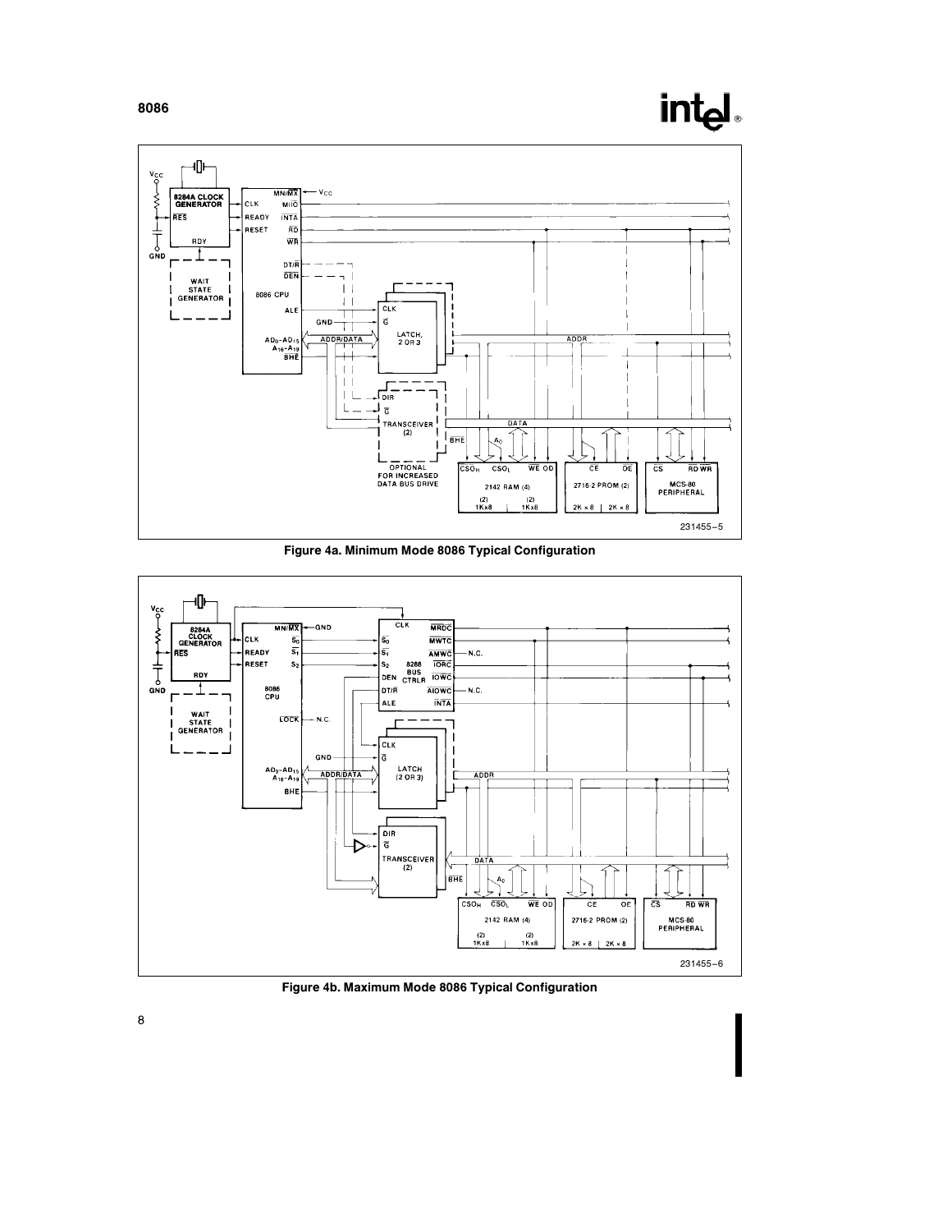Figure 4a. Minimum Mode 8086 Typical Configuration

Figure 4b. Maximum Mode 8086 Typical Configuration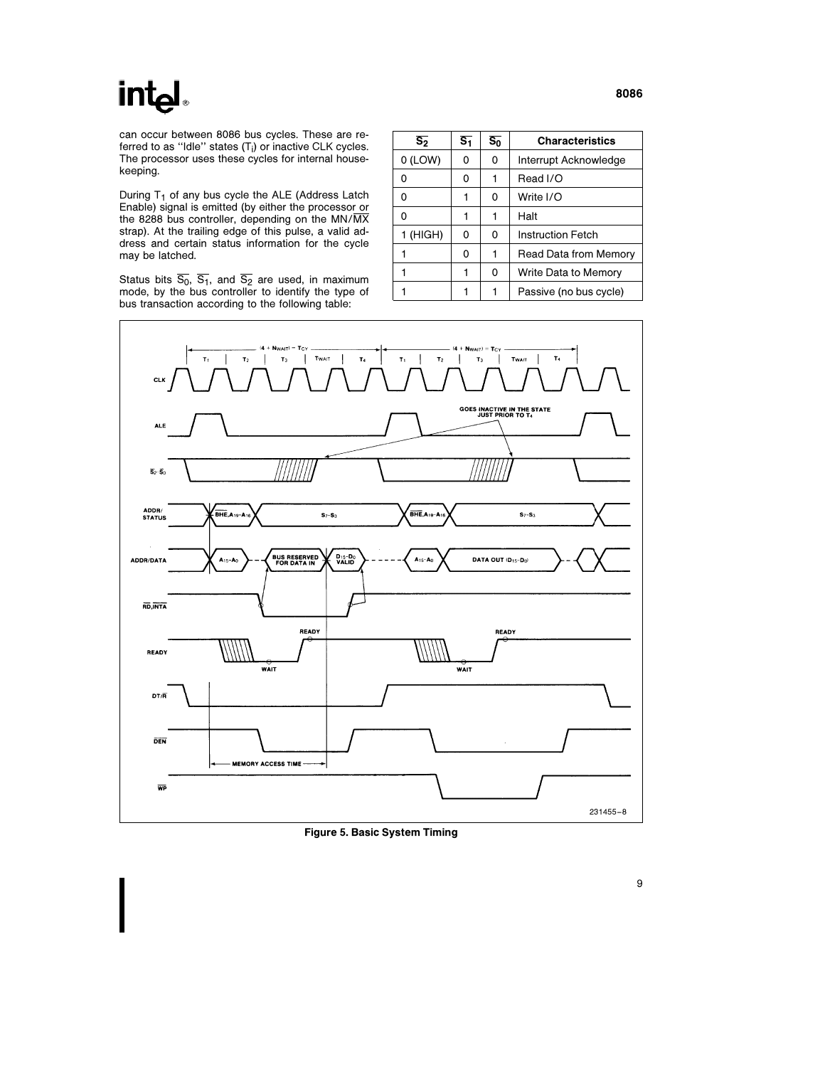can occur between 8086 bus cycles. These are referred to as "Idle" states ($T_i$) or inactive CLK cycles. The processor uses these cycles for internal housekeeping.

During $T_1$ of any bus cycle the ALE (Address Latch Enable) signal is emitted (by either the processor or the 8288 bus controller, depending on the MN/$\overline{MX}$ strap). At the trailing edge of this pulse, a valid address and certain status information for the cycle may be latched.

Status bits $\overline{S_0}$, $\overline{S_1}$, and $\overline{S_2}$ are used, in maximum mode, by the bus controller to identify the type of bus transaction according to the following table:

| $\overline{S_2}$ | $\overline{S_1}$ | $\overline{S_0}$ | Characteristics |
|---|---|---|---|
| 0 (LOW) | 0 | 0 | Interrupt Acknowledge |
| 0 | 0 | 1 | Read I/O |
| 0 | 1 | 0 | Write I/O |
| 0 | 1 | 1 | Halt |
| 1 (HIGH) | 0 | 0 | Instruction Fetch |
| 1 | 0 | 1 | Read Data from Memory |
| 1 | 1 | 0 | Write Data to Memory |
| 1 | 1 | 1 | Passive (no bus cycle) |

Figure 5. Basic System Timing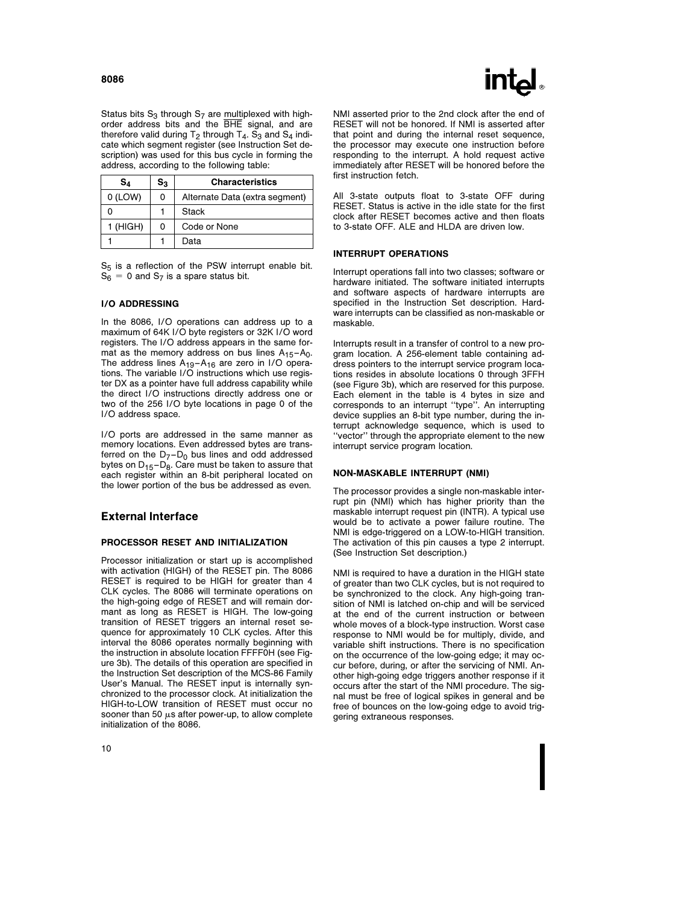Status bits $S_3$ through $S_7$ are multiplexed with high-order address bits and the $\overline{BHE}$ signal, and are therefore valid during $T_2$ through $T_4$. $S_3$ and $S_4$ indicate which segment register (see Instruction Set description) was used for this bus cycle in forming the address, according to the following table:

| $S_4$ | $S_3$ | Characteristics |
|---|---|---|
| 0 (LOW) | 0 | Alternate Data (extra segment) |
| 0 | 1 | Stack |
| 1 (HIGH) | 0 | Code or None |
| 1 | 1 | Data |

$S_5$ is a reflection of the PSW interrupt enable bit. $S_6 = 0$ and $S_7$ is a spare status bit.

### I/O ADDRESSING

In the 8086, I/O operations can address up to a maximum of 64K I/O byte registers or 32K I/O word registers. The I/O address appears in the same format as the memory address on bus lines $A_{15}$–$A_0$. The address lines $A_{19}$–$A_{16}$ are zero in I/O operations. The variable I/O instructions which use register DX as a pointer have full address capability while the direct I/O instructions directly address one or two of the 256 I/O byte locations in page 0 of the I/O address space.

I/O ports are addressed in the same manner as memory locations. Even addressed bytes are transferred on the $D_7$–$D_0$ bus lines and odd addressed bytes on $D_{15}$–$D_8$. Care must be taken to assure that each register within an 8-bit peripheral located on the lower portion of the bus be addressed as even.

## External Interface

### PROCESSOR RESET AND INITIALIZATION

Processor initialization or start up is accomplished with activation (HIGH) of the RESET pin. The 8086 RESET is required to be HIGH for greater than 4 CLK cycles. The 8086 will terminate operations on the high-going edge of RESET and will remain dormant as long as RESET is HIGH. The low-going transition of RESET triggers an internal reset sequence for approximately 10 CLK cycles. After this interval the 8086 operates normally beginning with the instruction in absolute location FFFF0H (see Figure 3b). The details of this operation are specified in the Instruction Set description of the MCS-86 Family User's Manual. The RESET input is internally synchronized to the processor clock. At initialization the HIGH-to-LOW transition of RESET must occur no sooner than 50 μs after power-up, to allow complete initialization of the 8086.

NMI asserted prior to the 2nd clock after the end of RESET will not be honored. If NMI is asserted after that point and during the internal reset sequence, the processor may execute one instruction before responding to the interrupt. A hold request active immediately after RESET will be honored before the first instruction fetch.

All 3-state outputs float to 3-state OFF during RESET. Status is active in the idle state for the first clock after RESET becomes active and then floats to 3-state OFF. ALE and HLDA are driven low.

### INTERRUPT OPERATIONS

Interrupt operations fall into two classes; software or hardware initiated. The software initiated interrupts and software aspects of hardware interrupts are specified in the Instruction Set description. Hardware interrupts can be classified as non-maskable or maskable.

Interrupts result in a transfer of control to a new program location. A 256-element table containing address pointers to the interrupt service program locations resides in absolute locations 0 through 3FFH (see Figure 3b), which are reserved for this purpose. Each element in the table is 4 bytes in size and corresponds to an interrupt "type". An interrupting device supplies an 8-bit type number, during the interrupt acknowledge sequence, which is used to "vector" through the appropriate element to the new interrupt service program location.

### NON-MASKABLE INTERRUPT (NMI)

The processor provides a single non-maskable interrupt pin (NMI) which has higher priority than the maskable interrupt request pin (INTR). A typical use would be to activate a power failure routine. The NMI is edge-triggered on a LOW-to-HIGH transition. The activation of this pin causes a type 2 interrupt. (See Instruction Set description.)

NMI is required to have a duration in the HIGH state of greater than two CLK cycles, but is not required to be synchronized to the clock. Any high-going transition of NMI is latched on-chip and will be serviced at the end of the current instruction or between whole moves of a block-type instruction. Worst case response to NMI would be for multiply, divide, and variable shift instructions. There is no specification on the occurrence of the low-going edge; it may occur before, during, or after the servicing of NMI. Another high-going edge triggers another response if it occurs after the start of the NMI procedure. The signal must be free of logical spikes in general and be free of bounces on the low-going edge to avoid triggering extraneous responses.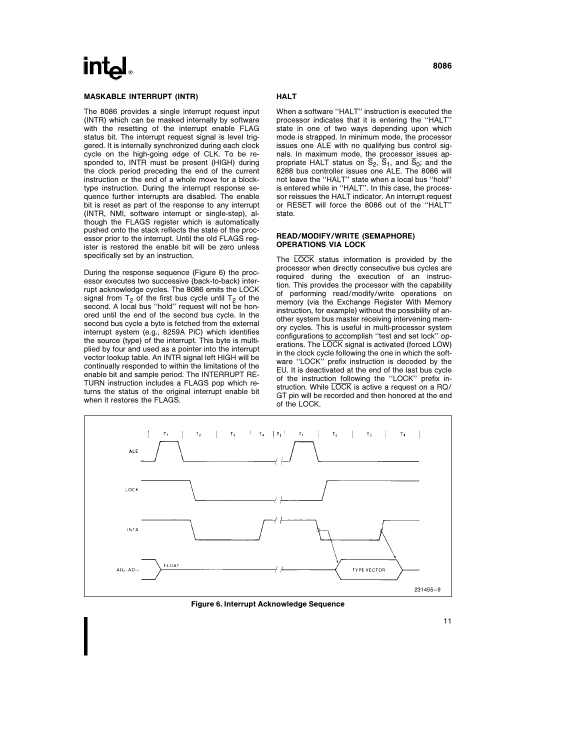### MASKABLE INTERRUPT (INTR)

The 8086 provides a single interrupt request input (INTR) which can be masked internally by software with the resetting of the interrupt enable FLAG status bit. The interrupt request signal is level triggered. It is internally synchronized during each clock cycle on the high-going edge of CLK. To be responded to, INTR must be present (HIGH) during the clock period preceding the end of the current instruction or the end of a whole move for a block-type instruction. During the interrupt response sequence further interrupts are disabled. The enable bit is reset as part of the response to any interrupt (INTR, NMI, software interrupt or single-step), although the FLAGS register which is automatically pushed onto the stack reflects the state of the processor prior to the interrupt. Until the old FLAGS register is restored the enable bit will be zero unless specifically set by an instruction.

During the response sequence (Figure 6) the processor executes two successive (back-to-back) interrupt acknowledge cycles. The 8086 emits the LOCK signal from $T_2$ of the first bus cycle until $T_2$ of the second. A local bus "hold" request will not be honored until the end of the second bus cycle. In the second bus cycle a byte is fetched from the external interrupt system (e.g., 8259A PIC) which identifies the source (type) of the interrupt. This byte is multiplied by four and used as a pointer into the interrupt vector lookup table. An INTR signal left HIGH will be continually responded to within the limitations of the enable bit and sample period. The INTERRUPT RETURN instruction includes a FLAGS pop which returns the status of the original interrupt enable bit when it restores the FLAGS.

### HALT

When a software "HALT" instruction is executed the processor indicates that it is entering the "HALT" state in one of two ways depending upon which mode is strapped. In minimum mode, the processor issues one ALE with no qualifying bus control signals. In maximum mode, the processor issues appropriate HALT status on $\overline{S_2}$, $\overline{S_1}$, and $\overline{S_0}$; and the 8288 bus controller issues one ALE. The 8086 will not leave the "HALT" state when a local bus "hold" is entered while in "HALT". In this case, the processor reissues the HALT indicator. An interrupt request or RESET will force the 8086 out of the "HALT" state.

### READ/MODIFY/WRITE (SEMAPHORE) OPERATIONS VIA LOCK

The $\overline{\text{LOCK}}$ status information is provided by the processor when directly consecutive bus cycles are required during the execution of an instruction. This provides the processor with the capability of performing read/modify/write operations on memory (via the Exchange Register With Memory instruction, for example) without the possibility of another system bus master receiving intervening memory cycles. This is useful in multi-processor system configurations to accomplish "test and set lock" operations. The $\overline{\text{LOCK}}$ signal is activated (forced LOW) in the clock cycle following the one in which the software "LOCK" prefix instruction is decoded by the EU. It is deactivated at the end of the last bus cycle of the instruction following the "LOCK" prefix instruction. While $\overline{\text{LOCK}}$ is active a request on a RQ/GT pin will be recorded and then honored at the end of the LOCK.

**Figure 6. Interrupt Acknowledge Sequence**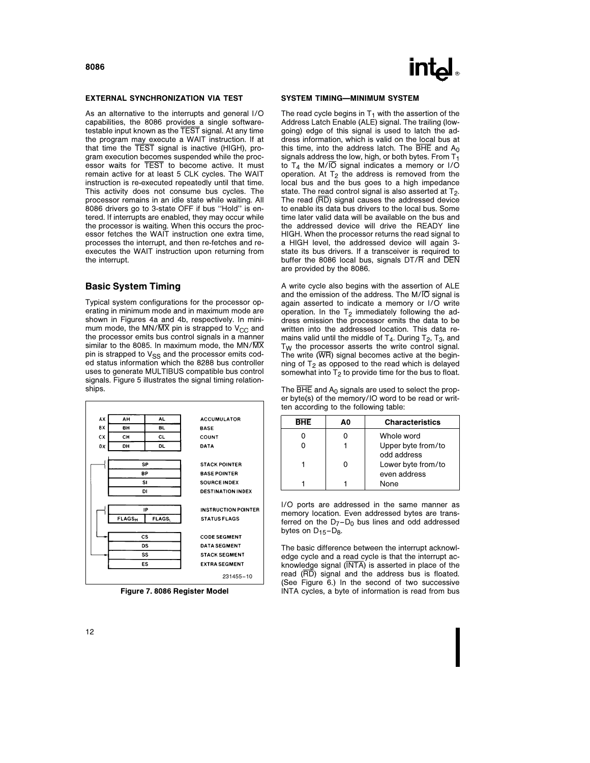### EXTERNAL SYNCHRONIZATION VIA TEST

As an alternative to the interrupts and general I/O capabilities, the 8086 provides a single software-testable input known as the $\overline{TEST}$ signal. At any time the program may execute a WAIT instruction. If at that time the $\overline{TEST}$ signal is inactive (HIGH), program execution becomes suspended while the processor waits for $\overline{TEST}$ to become active. It must remain active for at least 5 CLK cycles. The WAIT instruction is re-executed repeatedly until that time. This activity does not consume bus cycles. The processor remains in an idle state while waiting. All 8086 drivers go to 3-state OFF if bus "Hold" is entered. If interrupts are enabled, they may occur while the processor is waiting. When this occurs the processor fetches the WAIT instruction one extra time, processes the interrupt, and then re-fetches and re-executes the WAIT instruction upon returning from the interrupt.

## Basic System Timing

Typical system configurations for the processor operating in minimum mode and in maximum mode are shown in Figures 4a and 4b, respectively. In minimum mode, the MN/$\overline{MX}$ pin is strapped to $V_{CC}$ and the processor emits bus control signals in a manner similar to the 8085. In maximum mode, the MN/$\overline{MX}$ pin is strapped to $V_{SS}$ and the processor emits coded status information which the 8288 bus controller uses to generate MULTIBUS compatible bus control signals. Figure 5 illustrates the signal timing relationships.

| | | | |
|---|---|---|---|
| AX | AH | AL | ACCUMULATOR |
| BX | BH | BL | BASE |
| CX | CH | CL | COUNT |
| DX | DH | DL | DATA |
| | SP | | STACK POINTER |
| | BP | | BASE POINTER |
| | SI | | SOURCE INDEX |
| | DI | | DESTINATION INDEX |
| | IP | | INSTRUCTION POINTER |
| | $FLAGS_H$ | $FLAGS_L$ | STATUS FLAGS |
| | CS | | CODE SEGMENT |
| | DS | | DATA SEGMENT |
| | SS | | STACK SEGMENT |
| | ES | | EXTRA SEGMENT |

231455–10

**Figure 7. 8086 Register Model**

### SYSTEM TIMING—MINIMUM SYSTEM

The read cycle begins in $T_1$ with the assertion of the Address Latch Enable (ALE) signal. The trailing (low-going) edge of this signal is used to latch the address information, which is valid on the local bus at this time, into the address latch. The $\overline{BHE}$ and $A_0$ signals address the low, high, or both bytes. From $T_1$ to $T_4$ the M/$\overline{IO}$ signal indicates a memory or I/O operation. At $T_2$ the address is removed from the local bus and the bus goes to a high impedance state. The read control signal is also asserted at $T_2$. The read ($\overline{RD}$) signal causes the addressed device to enable its data bus drivers to the local bus. Some time later valid data will be available on the bus and the addressed device will drive the READY line HIGH. When the processor returns the read signal to a HIGH level, the addressed device will again 3-state its bus drivers. If a transceiver is required to buffer the 8086 local bus, signals DT/$\overline{R}$ and $\overline{DEN}$ are provided by the 8086.

A write cycle also begins with the assertion of ALE and the emission of the address. The M/$\overline{IO}$ signal is again asserted to indicate a memory or I/O write operation. In the $T_2$ immediately following the address emission the processor emits the data to be written into the addressed location. This data remains valid until the middle of $T_4$. During $T_2$, $T_3$, and $T_W$ the processor asserts the write control signal. The write ($\overline{WR}$) signal becomes active at the beginning of $T_2$ as opposed to the read which is delayed somewhat into $T_2$ to provide time for the bus to float.

The $\overline{BHE}$ and $A_0$ signals are used to select the proper byte(s) of the memory/IO word to be read or written according to the following table:

| $\overline{BHE}$ | A0 | Characteristics |
|---|---|---|
| 0 | 0 | Whole word |
| 0 | 1 | Upper byte from/to odd address |
| 1 | 0 | Lower byte from/to even address |
| 1 | 1 | None |

I/O ports are addressed in the same manner as memory location. Even addressed bytes are transferred on the $D_7$–$D_0$ bus lines and odd addressed bytes on $D_{15}$–$D_8$.

The basic difference between the interrupt acknowledge cycle and a read cycle is that the interrupt acknowledge signal ($\overline{INTA}$) is asserted in place of the read ($\overline{RD}$) signal and the address bus is floated. (See Figure 6.) In the second of two successive INTA cycles, a byte of information is read from bus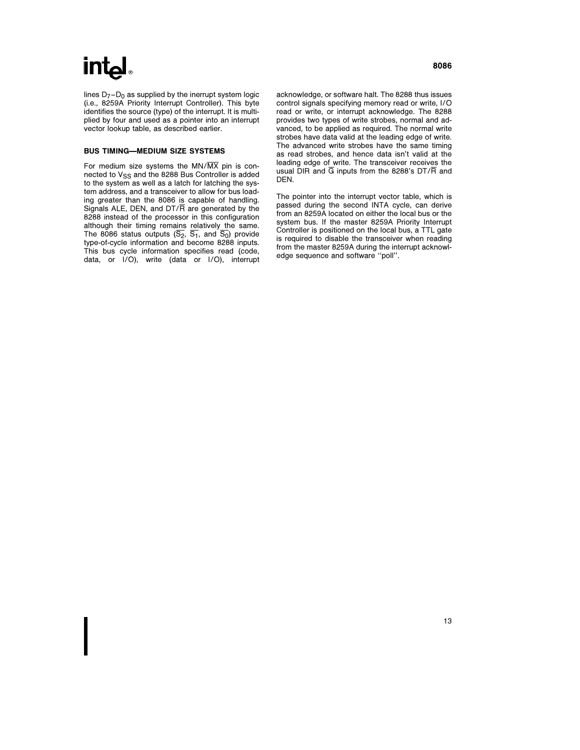lines $D_7-D_0$ as supplied by the inerrupt system logic (i.e., 8259A Priority Interrupt Controller). This byte identifies the source (type) of the interrupt. It is multiplied by four and used as a pointer into an interrupt vector lookup table, as described earlier.

### BUS TIMING—MEDIUM SIZE SYSTEMS

For medium size systems the MN/$\overline{MX}$ pin is connected to $V_{SS}$ and the 8288 Bus Controller is added to the system as well as a latch for latching the system address, and a transceiver to allow for bus loading greater than the 8086 is capable of handling. Signals ALE, DEN, and DT/$\overline{R}$ are generated by the 8288 instead of the processor in this configuration although their timing remains relatively the same. The 8086 status outputs ($\overline{S_2}$, $\overline{S_1}$, and $\overline{S_0}$) provide type-of-cycle information and become 8288 inputs. This bus cycle information specifies read (code, data, or I/O), write (data or I/O), interrupt acknowledge, or software halt. The 8288 thus issues control signals specifying memory read or write, I/O read or write, or interrupt acknowledge. The 8288 provides two types of write strobes, normal and advanced, to be applied as required. The normal write strobes have data valid at the leading edge of write. The advanced write strobes have the same timing as read strobes, and hence data isn't valid at the leading edge of write. The transceiver receives the usual DIR and $\overline{G}$ inputs from the 8288's DT/$\overline{R}$ and DEN.

The pointer into the interrupt vector table, which is passed during the second INTA cycle, can derive from an 8259A located on either the local bus or the system bus. If the master 8259A Priority Interrupt Controller is positioned on the local bus, a TTL gate is required to disable the transceiver when reading from the master 8259A during the interrupt acknowledge sequence and software ''poll''.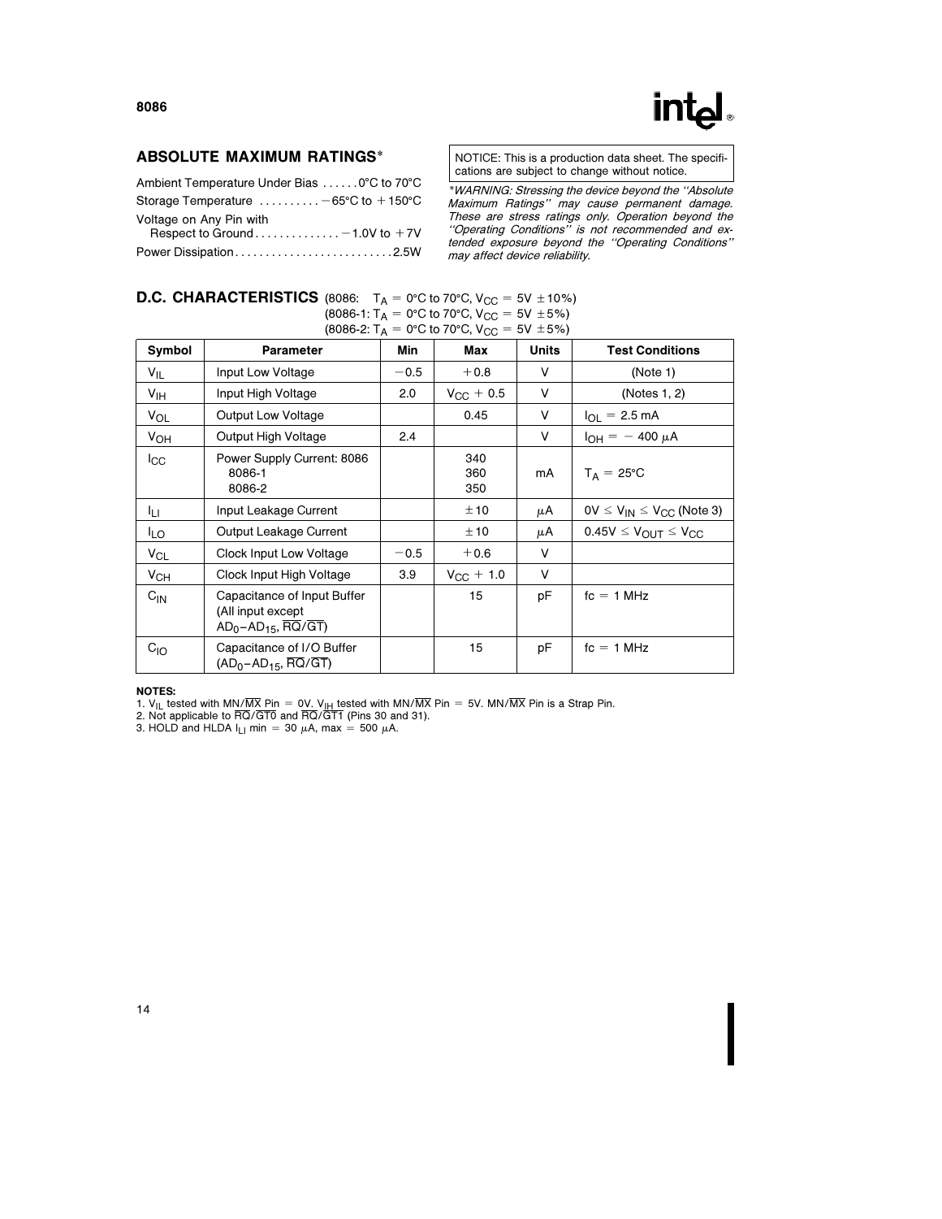## ABSOLUTE MAXIMUM RATINGS*

Ambient Temperature Under Bias . . . . . . 0°C to 70°C

Storage Temperature . . . . . . . . . . −65°C to +150°C

Voltage on Any Pin with Respect to Ground . . . . . . . . . . . . . . −1.0V to +7V

Power Dissipation . . . . . . . . . . . . . . . . . . . . . . . . . . 2.5W

NOTICE: This is a production data sheet. The specifications are subject to change without notice.

*\*WARNING: Stressing the device beyond the "Absolute Maximum Ratings" may cause permanent damage. These are stress ratings only. Operation beyond the "Operating Conditions" is not recommended and extended exposure beyond the "Operating Conditions" may affect device reliability.*

## D.C. CHARACTERISTICS

(8086: $T_A$ = 0°C to 70°C, $V_{CC}$ = 5V ±10%)
(8086-1: $T_A$ = 0°C to 70°C, $V_{CC}$ = 5V ±5%)
(8086-2: $T_A$ = 0°C to 70°C, $V_{CC}$ = 5V ±5%)

| Symbol | Parameter | Min | Max | Units | Test Conditions |
|---|---|---|---|---|---|
| $V_{IL}$ | Input Low Voltage | −0.5 | +0.8 | V | (Note 1) |
| $V_{IH}$ | Input High Voltage | 2.0 | $V_{CC}$ + 0.5 | V | (Notes 1, 2) |
| $V_{OL}$ | Output Low Voltage | | 0.45 | V | $I_{OL}$ = 2.5 mA |
| $V_{OH}$ | Output High Voltage | 2.4 | | V | $I_{OH}$ = −400 μA |
| $I_{CC}$ | Power Supply Current: 8086<br>8086-1<br>8086-2 | | 340<br>360<br>350 | mA | $T_A$ = 25°C |
| $I_{LI}$ | Input Leakage Current | | ±10 | μA | 0V ≤ $V_{IN}$ ≤ $V_{CC}$ (Note 3) |
| $I_{LO}$ | Output Leakage Current | | ±10 | μA | 0.45V ≤ $V_{OUT}$ ≤ $V_{CC}$ |
| $V_{CL}$ | Clock Input Low Voltage | −0.5 | +0.6 | V | |
| $V_{CH}$ | Clock Input High Voltage | 3.9 | $V_{CC}$ + 1.0 | V | |
| $C_{IN}$ | Capacitance of Input Buffer (All input except $AD_0$–$AD_{15}$, $\overline{RQ}/\overline{GT}$) | | 15 | pF | fc = 1 MHz |
| $C_{IO}$ | Capacitance of I/O Buffer ($AD_0$–$AD_{15}$, $\overline{RQ}/\overline{GT}$) | | 15 | pF | fc = 1 MHz |

**NOTES:**
1. $V_{IL}$ tested with MN/$\overline{MX}$ Pin = 0V. $V_{IH}$ tested with MN/$\overline{MX}$ Pin = 5V. MN/$\overline{MX}$ Pin is a Strap Pin.
2. Not applicable to $\overline{RQ}/\overline{GT0}$ and $\overline{RQ}/\overline{GT1}$ (Pins 30 and 31).
3. HOLD and HLDA $I_{LI}$ min = 30 μA, max = 500 μA.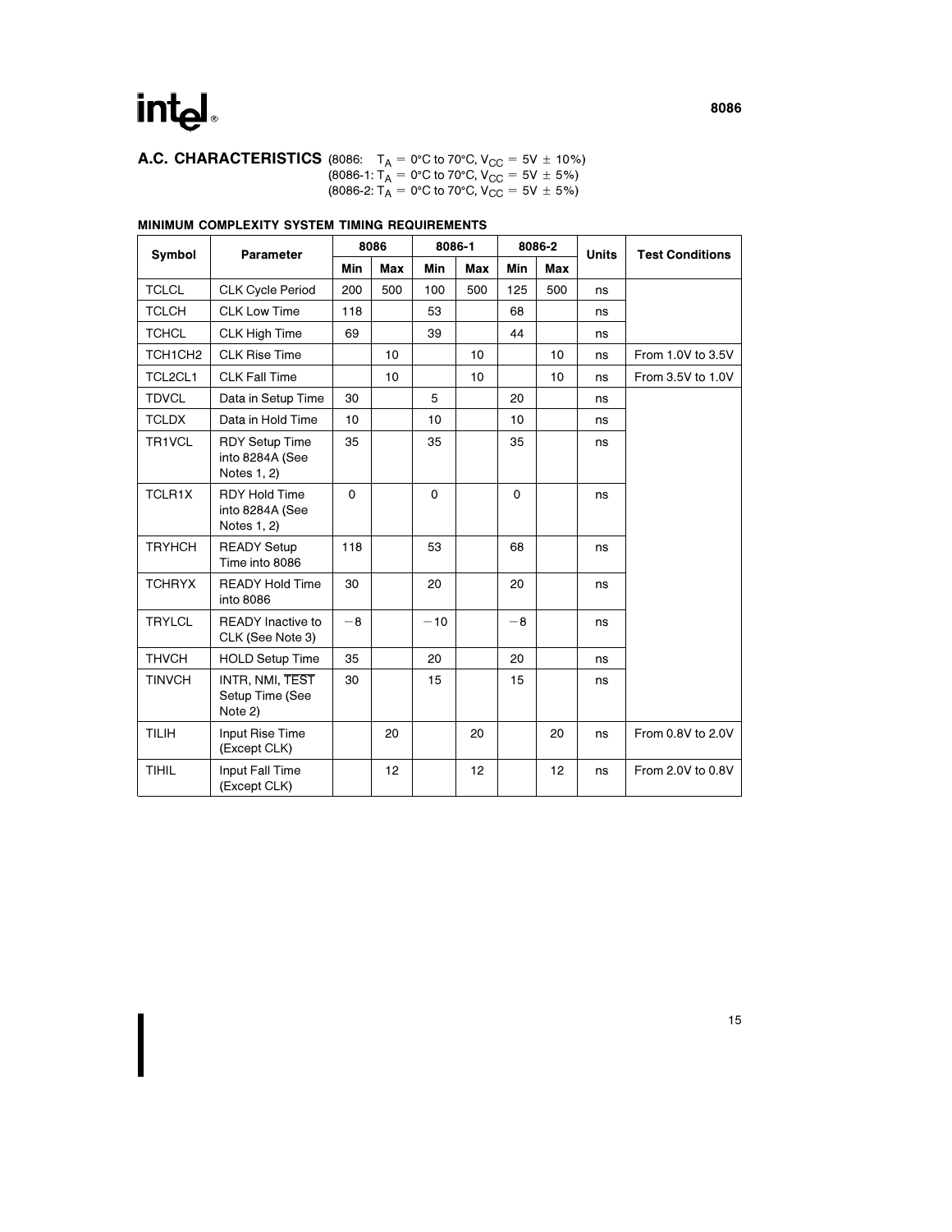## A.C. CHARACTERISTICS

(8086: $T_A = 0°C$ to $70°C$, $V_{CC} = 5V \pm 10\%$)
(8086-1: $T_A = 0°C$ to $70°C$, $V_{CC} = 5V \pm 5\%$)
(8086-2: $T_A = 0°C$ to $70°C$, $V_{CC} = 5V \pm 5\%$)

### MINIMUM COMPLEXITY SYSTEM TIMING REQUIREMENTS

| Symbol | Parameter | 8086 | | 8086-1 | | 8086-2 | | Units | Test Conditions |
|---|---|---|---|---|---|---|---|---|---|
| | | Min | Max | Min | Max | Min | Max | | |
| TCLCL | CLK Cycle Period | 200 | 500 | 100 | 500 | 125 | 500 | ns | |
| TCLCH | CLK Low Time | 118 | | 53 | | 68 | | ns | |
| TCHCL | CLK High Time | 69 | | 39 | | 44 | | ns | |
| TCH1CH2 | CLK Rise Time | | 10 | | 10 | | 10 | ns | From 1.0V to 3.5V |
| TCL2CL1 | CLK Fall Time | | 10 | | 10 | | 10 | ns | From 3.5V to 1.0V |
| TDVCL | Data in Setup Time | 30 | | 5 | | 20 | | ns | |
| TCLDX | Data in Hold Time | 10 | | 10 | | 10 | | ns | |
| TR1VCL | RDY Setup Time into 8284A (See Notes 1, 2) | 35 | | 35 | | 35 | | ns | |
| TCLR1X | RDY Hold Time into 8284A (See Notes 1, 2) | 0 | | 0 | | 0 | | ns | |
| TRYHCH | READY Setup Time into 8086 | 118 | | 53 | | 68 | | ns | |
| TCHRYX | READY Hold Time into 8086 | 30 | | 20 | | 20 | | ns | |
| TRYLCL | READY Inactive to CLK (See Note 3) | −8 | | −10 | | −8 | | ns | |
| THVCH | HOLD Setup Time | 35 | | 20 | | 20 | | ns | |
| TINVCH | INTR, NMI, $\overline{\text{TEST}}$ Setup Time (See Note 2) | 30 | | 15 | | 15 | | ns | |
| TILIH | Input Rise Time (Except CLK) | | 20 | | 20 | | 20 | ns | From 0.8V to 2.0V |
| TIHIL | Input Fall Time (Except CLK) | | 12 | | 12 | | 12 | ns | From 2.0V to 0.8V |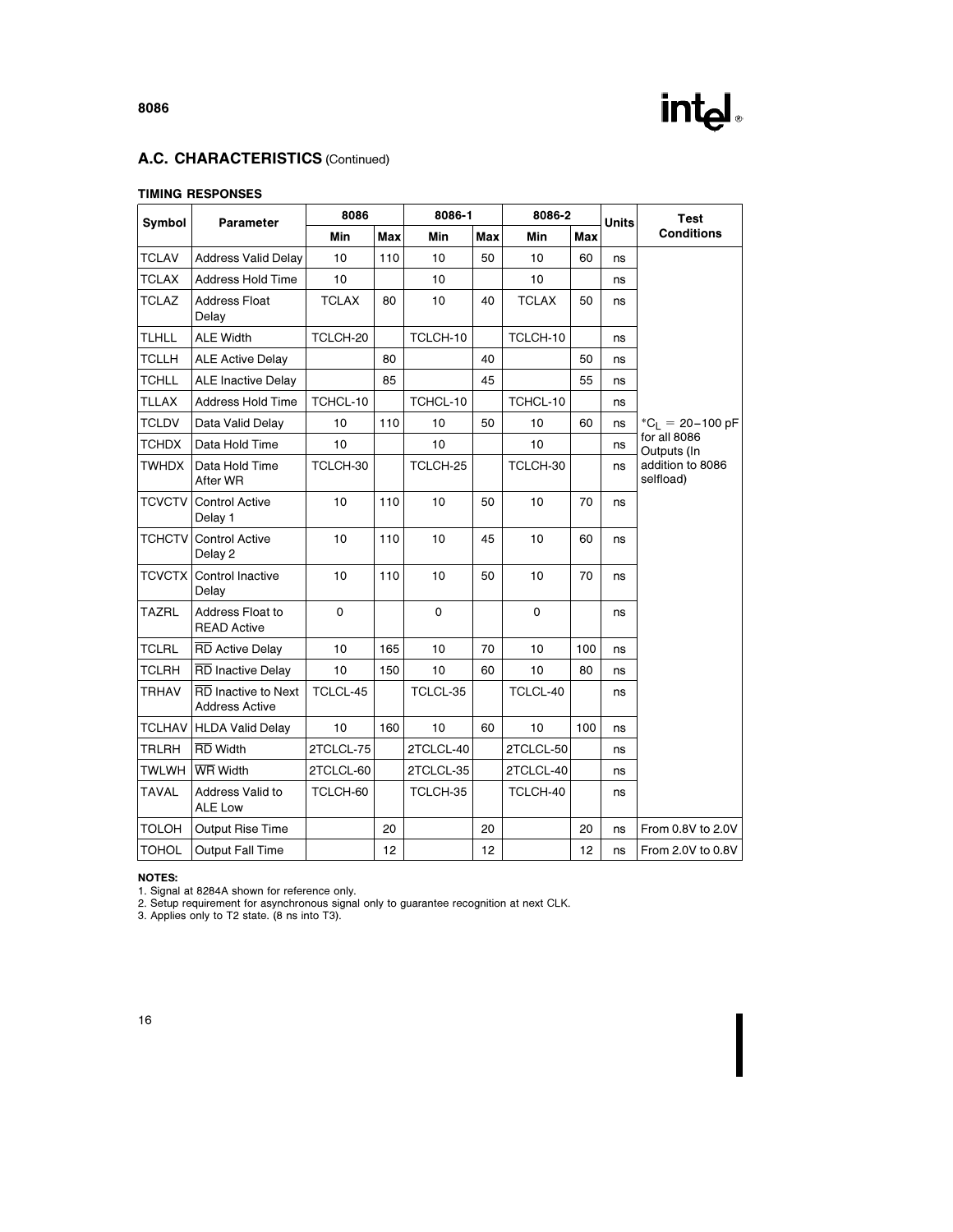## A.C. CHARACTERISTICS (Continued)

### TIMING RESPONSES

| Symbol | Parameter | 8086 | | 8086-1 | | 8086-2 | | Units | Test Conditions |
|---|---|---|---|---|---|---|---|---|---|
| | | Min | Max | Min | Max | Min | Max | | |
| TCLAV | Address Valid Delay | 10 | 110 | 10 | 50 | 10 | 60 | ns | |
| TCLAX | Address Hold Time | 10 | | 10 | | 10 | | ns | |
| TCLAZ | Address Float Delay | TCLAX | 80 | 10 | 40 | TCLAX | 50 | ns | |
| TLHLL | ALE Width | TCLCH-20 | | TCLCH-10 | | TCLCH-10 | | ns | |
| TCLLH | ALE Active Delay | | 80 | | 40 | | 50 | ns | |
| TCHLL | ALE Inactive Delay | | 85 | | 45 | | 55 | ns | |
| TLLAX | Address Hold Time | TCHCL-10 | | TCHCL-10 | | TCHCL-10 | | ns | |
| TCLDV | Data Valid Delay | 10 | 110 | 10 | 50 | 10 | 60 | ns | * $C_L = 20-100$ pF for all 8086 Outputs (In addition to 8086 selfload) |
| TCHDX | Data Hold Time | 10 | | 10 | | 10 | | ns | |
| TWHDX | Data Hold Time After WR | TCLCH-30 | | TCLCH-25 | | TCLCH-30 | | ns | |
| TCVCTV | Control Active Delay 1 | 10 | 110 | 10 | 50 | 10 | 70 | ns | |
| TCHCTV | Control Active Delay 2 | 10 | 110 | 10 | 45 | 10 | 60 | ns | |
| TCVCTX | Control Inactive Delay | 10 | 110 | 10 | 50 | 10 | 70 | ns | |
| TAZRL | Address Float to READ Active | 0 | | 0 | | 0 | | ns | |
| TCLRL | $\overline{RD}$ Active Delay | 10 | 165 | 10 | 70 | 10 | 100 | ns | |
| TCLRH | $\overline{RD}$ Inactive Delay | 10 | 150 | 10 | 60 | 10 | 80 | ns | |
| TRHAV | $\overline{RD}$ Inactive to Next Address Active | TCLCL-45 | | TCLCL-35 | | TCLCL-40 | | ns | |
| TCLHAV | HLDA Valid Delay | 10 | 160 | 10 | 60 | 10 | 100 | ns | |
| TRLRH | $\overline{RD}$ Width | 2TCLCL-75 | | 2TCLCL-40 | | 2TCLCL-50 | | ns | |
| TWLWH | $\overline{WR}$ Width | 2TCLCL-60 | | 2TCLCL-35 | | 2TCLCL-40 | | ns | |
| TAVAL | Address Valid to ALE Low | TCLCH-60 | | TCLCH-35 | | TCLCH-40 | | ns | |
| TOLOH | Output Rise Time | | 20 | | 20 | | 20 | ns | From 0.8V to 2.0V |
| TOHOL | Output Fall Time | | 12 | | 12 | | 12 | ns | From 2.0V to 0.8V |

**NOTES:**
1. Signal at 8284A shown for reference only.
2. Setup requirement for asynchronous signal only to guarantee recognition at next CLK.
3. Applies only to T2 state. (8 ns into T3).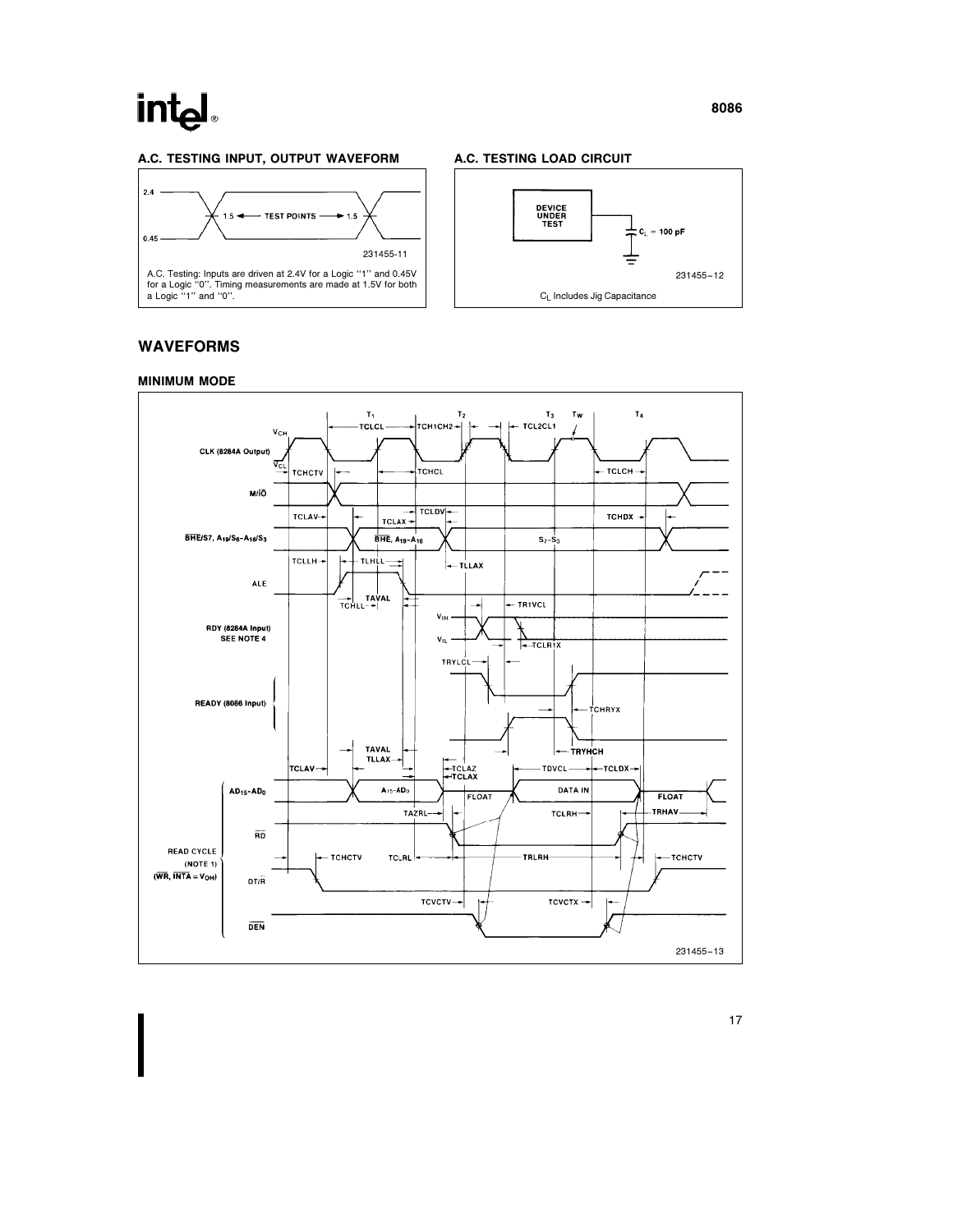## A.C. TESTING INPUT, OUTPUT WAVEFORM

2.4

1.5 ← TEST POINTS → 1.5

0.45

231455-11

A.C. Testing: Inputs are driven at 2.4V for a Logic "1" and 0.45V for a Logic "0". Timing measurements are made at 1.5V for both a Logic "1" and "0".

## A.C. TESTING LOAD CIRCUIT

DEVICE UNDER TEST

$C_L$ = 100 pF

231455-12

$C_L$ Includes Jig Capacitance

## WAVEFORMS

### MINIMUM MODE

231455-13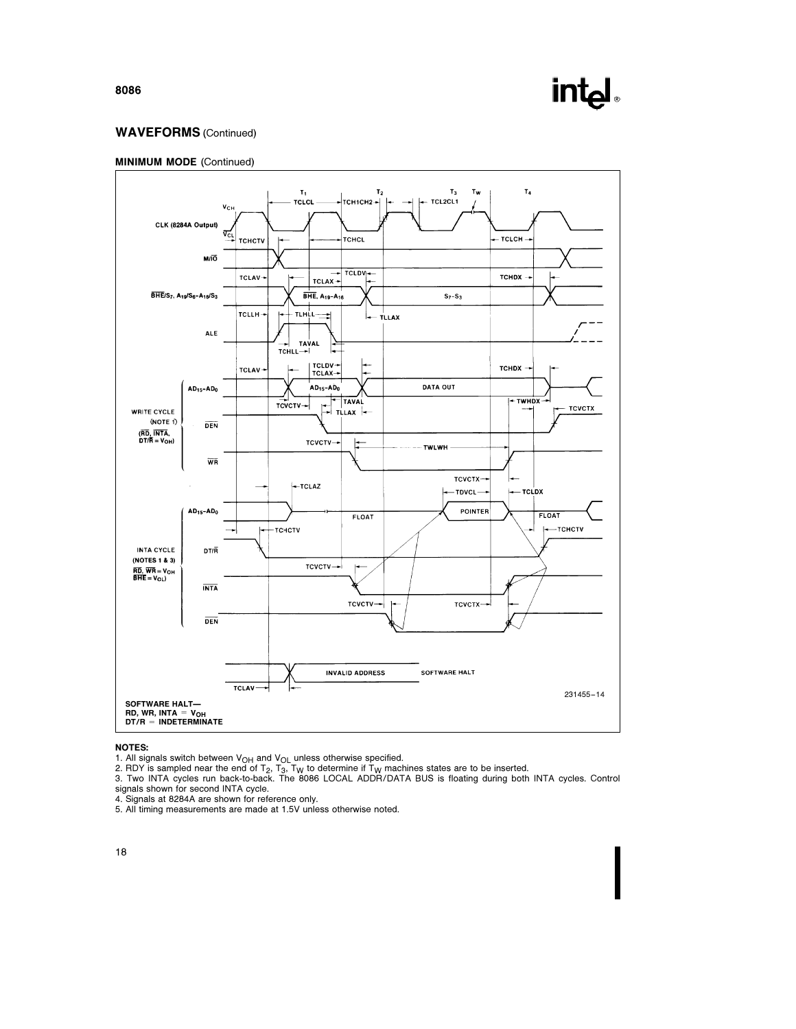## WAVEFORMS (Continued)

### MINIMUM MODE (Continued)

SOFTWARE HALT—
RD, WR, INTA = $V_{OH}$
DT/R = INDETERMINATE

231455–14

**NOTES:**

1. All signals switch between $V_{OH}$ and $V_{OL}$ unless otherwise specified.
2. RDY is sampled near the end of $T_2$, $T_3$, $T_W$ to determine if $T_W$ machines states are to be inserted.
3. Two INTA cycles run back-to-back. The 8086 LOCAL ADDR/DATA BUS is floating during both INTA cycles. Control signals shown for second INTA cycle.
4. Signals at 8284A are shown for reference only.
5. All timing measurements are made at 1.5V unless otherwise noted.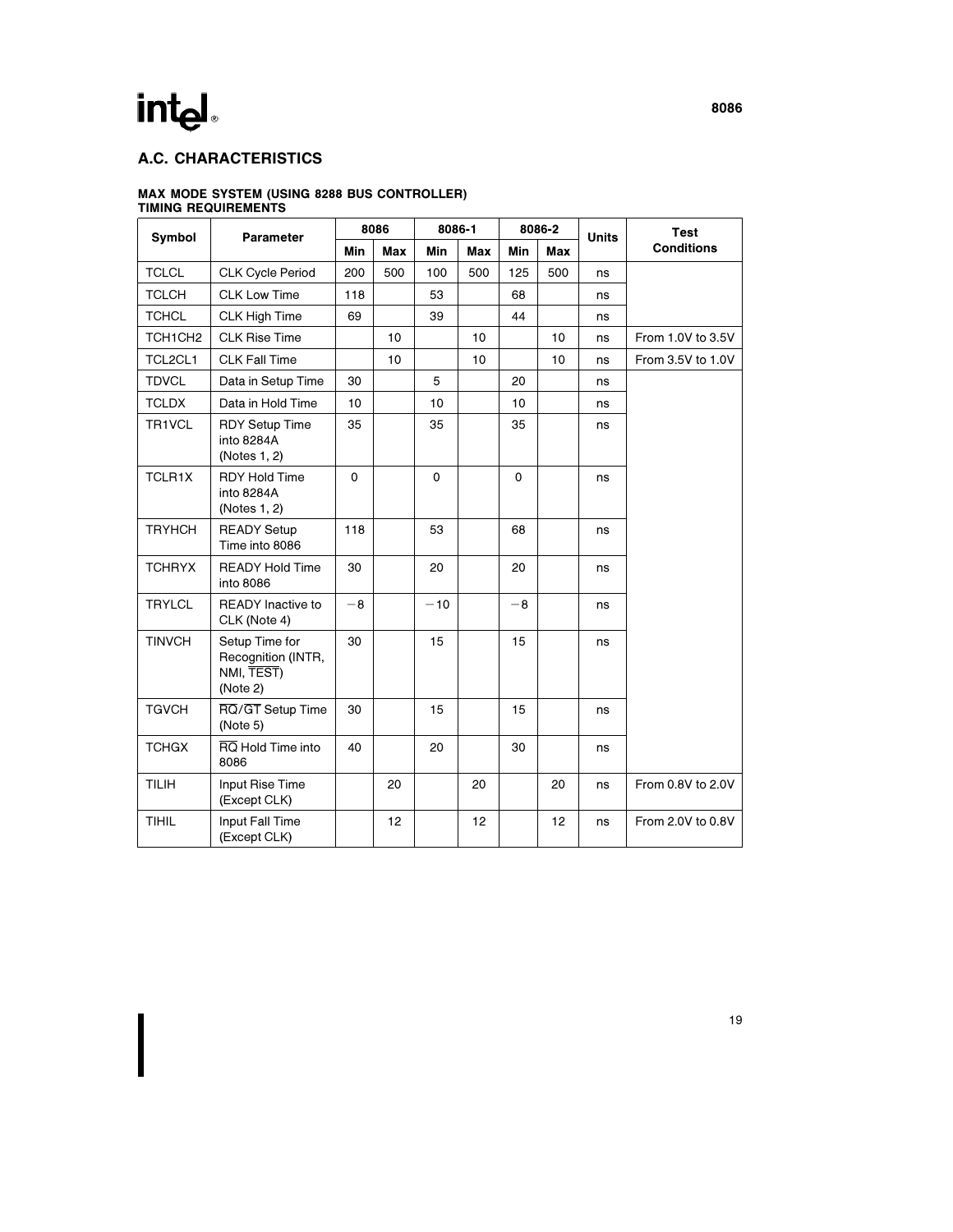## A.C. CHARACTERISTICS

### MAX MODE SYSTEM (USING 8288 BUS CONTROLLER) TIMING REQUIREMENTS

| Symbol | Parameter | 8086 | | 8086-1 | | 8086-2 | | Units | Test Conditions |
|---|---|---|---|---|---|---|---|---|---|
| | | Min | Max | Min | Max | Min | Max | | |
| TCLCL | CLK Cycle Period | 200 | 500 | 100 | 500 | 125 | 500 | ns | |
| TCLCH | CLK Low Time | 118 | | 53 | | 68 | | ns | |
| TCHCL | CLK High Time | 69 | | 39 | | 44 | | ns | |
| TCH1CH2 | CLK Rise Time | | 10 | | 10 | | 10 | ns | From 1.0V to 3.5V |
| TCL2CL1 | CLK Fall Time | | 10 | | 10 | | 10 | ns | From 3.5V to 1.0V |
| TDVCL | Data in Setup Time | 30 | | 5 | | 20 | | ns | |
| TCLDX | Data in Hold Time | 10 | | 10 | | 10 | | ns | |
| TR1VCL | RDY Setup Time into 8284A (Notes 1, 2) | 35 | | 35 | | 35 | | ns | |
| TCLR1X | RDY Hold Time into 8284A (Notes 1, 2) | 0 | | 0 | | 0 | | ns | |
| TRYHCH | READY Setup Time into 8086 | 118 | | 53 | | 68 | | ns | |
| TCHRYX | READY Hold Time into 8086 | 30 | | 20 | | 20 | | ns | |
| TRYLCL | READY Inactive to CLK (Note 4) | −8 | | −10 | | −8 | | ns | |
| TINVCH | Setup Time for Recognition (INTR, NMI, $\overline{\text{TEST}}$) (Note 2) | 30 | | 15 | | 15 | | ns | |
| TGVCH | $\overline{\text{RQ}}/\overline{\text{GT}}$ Setup Time (Note 5) | 30 | | 15 | | 15 | | ns | |
| TCHGX | $\overline{\text{RQ}}$ Hold Time into 8086 | 40 | | 20 | | 30 | | ns | |
| TILIH | Input Rise Time (Except CLK) | | 20 | | 20 | | 20 | ns | From 0.8V to 2.0V |
| TIHIL | Input Fall Time (Except CLK) | | 12 | | 12 | | 12 | ns | From 2.0V to 0.8V |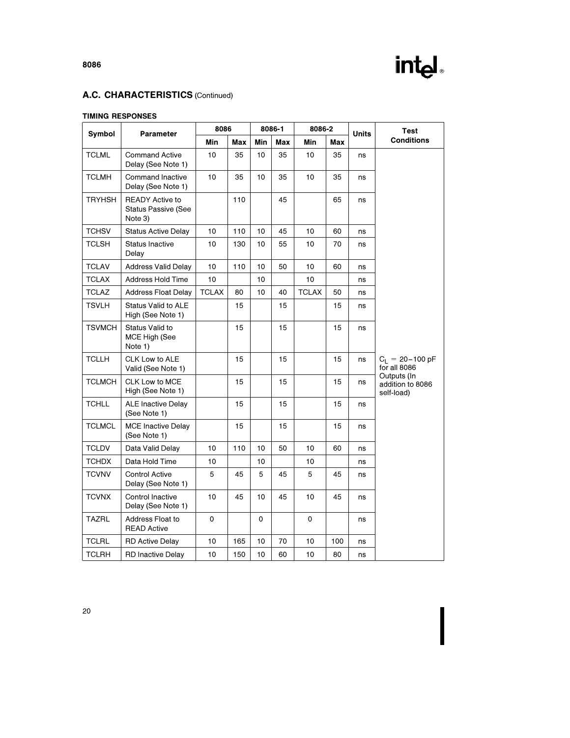## A.C. CHARACTERISTICS (Continued)

### TIMING RESPONSES

| Symbol | Parameter | 8086 | | 8086-1 | | 8086-2 | | Units | Test Conditions |
|---|---|---|---|---|---|---|---|---|---|
| | | Min | Max | Min | Max | Min | Max | | |
| TCLML | Command Active Delay (See Note 1) | 10 | 35 | 10 | 35 | 10 | 35 | ns | $C_L$ = 20–100 pF for all 8086 Outputs (In addition to 8086 self-load) |
| TCLMH | Command Inactive Delay (See Note 1) | 10 | 35 | 10 | 35 | 10 | 35 | ns | |
| TRYHSH | READY Active to Status Passive (See Note 3) | | 110 | | 45 | | 65 | ns | |
| TCHSV | Status Active Delay | 10 | 110 | 10 | 45 | 10 | 60 | ns | |
| TCLSH | Status Inactive Delay | 10 | 130 | 10 | 55 | 10 | 70 | ns | |
| TCLAV | Address Valid Delay | 10 | 110 | 10 | 50 | 10 | 60 | ns | |
| TCLAX | Address Hold Time | 10 | | 10 | | 10 | | ns | |
| TCLAZ | Address Float Delay | TCLAX | 80 | 10 | 40 | TCLAX | 50 | ns | |
| TSVLH | Status Valid to ALE High (See Note 1) | | 15 | | 15 | | 15 | ns | |
| TSVMCH | Status Valid to MCE High (See Note 1) | | 15 | | 15 | | 15 | ns | |
| TCLLH | CLK Low to ALE Valid (See Note 1) | | 15 | | 15 | | 15 | ns | |
| TCLMCH | CLK Low to MCE High (See Note 1) | | 15 | | 15 | | 15 | ns | |
| TCHLL | ALE Inactive Delay (See Note 1) | | 15 | | 15 | | 15 | ns | |
| TCLMCL | MCE Inactive Delay (See Note 1) | | 15 | | 15 | | 15 | ns | |
| TCLDV | Data Valid Delay | 10 | 110 | 10 | 50 | 10 | 60 | ns | |
| TCHDX | Data Hold Time | 10 | | 10 | | 10 | | ns | |
| TCVNV | Control Active Delay (See Note 1) | 5 | 45 | 5 | 45 | 5 | 45 | ns | |
| TCVNX | Control Inactive Delay (See Note 1) | 10 | 45 | 10 | 45 | 10 | 45 | ns | |
| TAZRL | Address Float to READ Active | 0 | | 0 | | 0 | | ns | |
| TCLRL | RD Active Delay | 10 | 165 | 10 | 70 | 10 | 100 | ns | |
| TCLRH | RD Inactive Delay | 10 | 150 | 10 | 60 | 10 | 80 | ns | |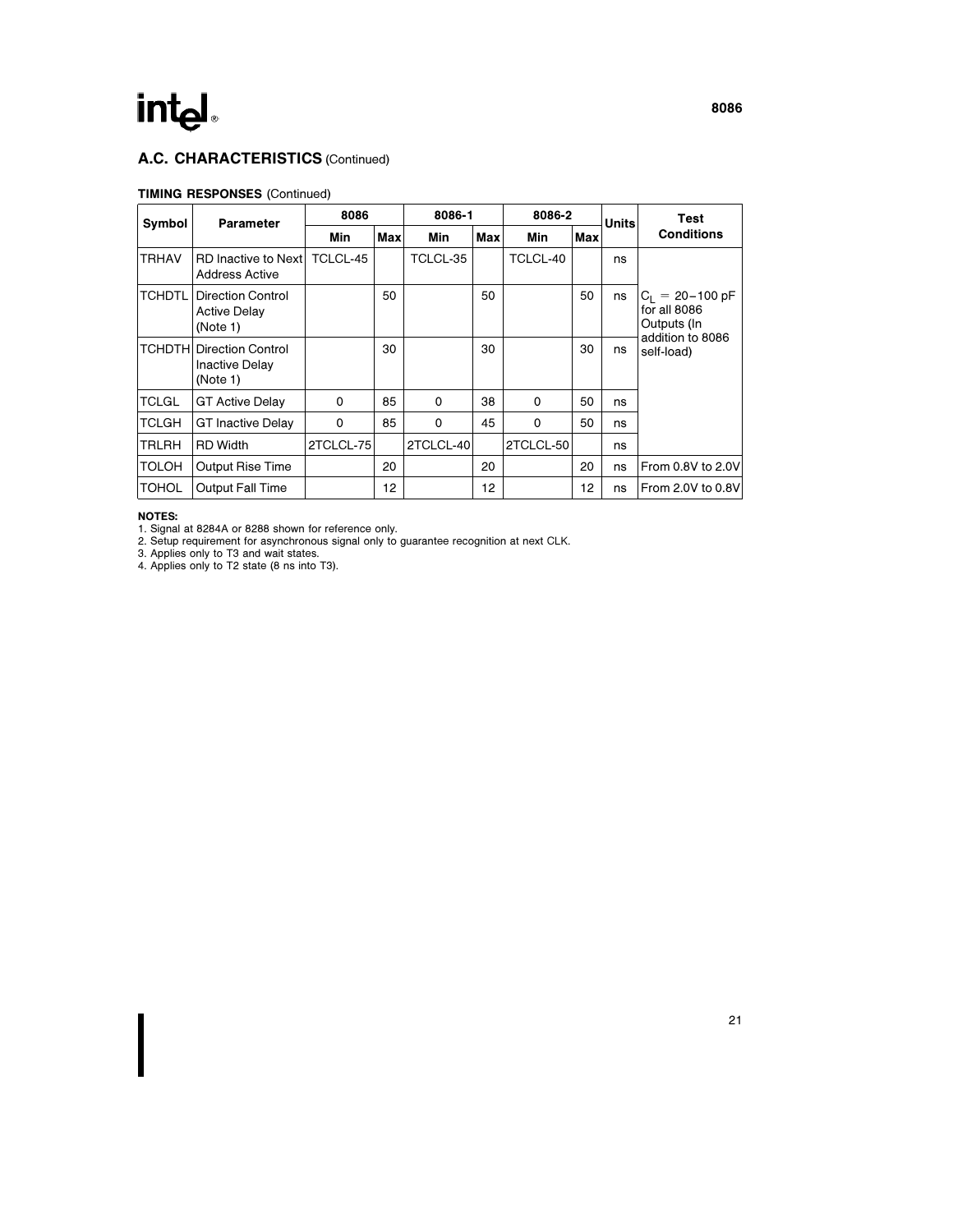## A.C. CHARACTERISTICS (Continued)

### TIMING RESPONSES (Continued)

| Symbol | Parameter | 8086 | | 8086-1 | | 8086-2 | | Units | Test Conditions |
|---|---|---|---|---|---|---|---|---|---|
| | | Min | Max | Min | Max | Min | Max | | |
| TRHAV | RD Inactive to Next Address Active | TCLCL-45 | | TCLCL-35 | | TCLCL-40 | | ns | $C_L$ = 20–100 pF for all 8086 Outputs (In addition to 8086 self-load) |
| TCHDTL | Direction Control Active Delay (Note 1) | | 50 | | 50 | | 50 | ns | |
| TCHDTH | Direction Control Inactive Delay (Note 1) | | 30 | | 30 | | 30 | ns | |
| TCLGL | GT Active Delay | 0 | 85 | 0 | 38 | 0 | 50 | ns | |
| TCLGH | GT Inactive Delay | 0 | 85 | 0 | 45 | 0 | 50 | ns | |
| TRLRH | RD Width | 2TCLCL-75 | | 2TCLCL-40 | | 2TCLCL-50 | | ns | |
| TOLOH | Output Rise Time | | 20 | | 20 | | 20 | ns | From 0.8V to 2.0V |
| TOHOL | Output Fall Time | | 12 | | 12 | | 12 | ns | From 2.0V to 0.8V |

**NOTES:**
1. Signal at 8284A or 8288 shown for reference only.
2. Setup requirement for asynchronous signal only to guarantee recognition at next CLK.
3. Applies only to T3 and wait states.
4. Applies only to T2 state (8 ns into T3).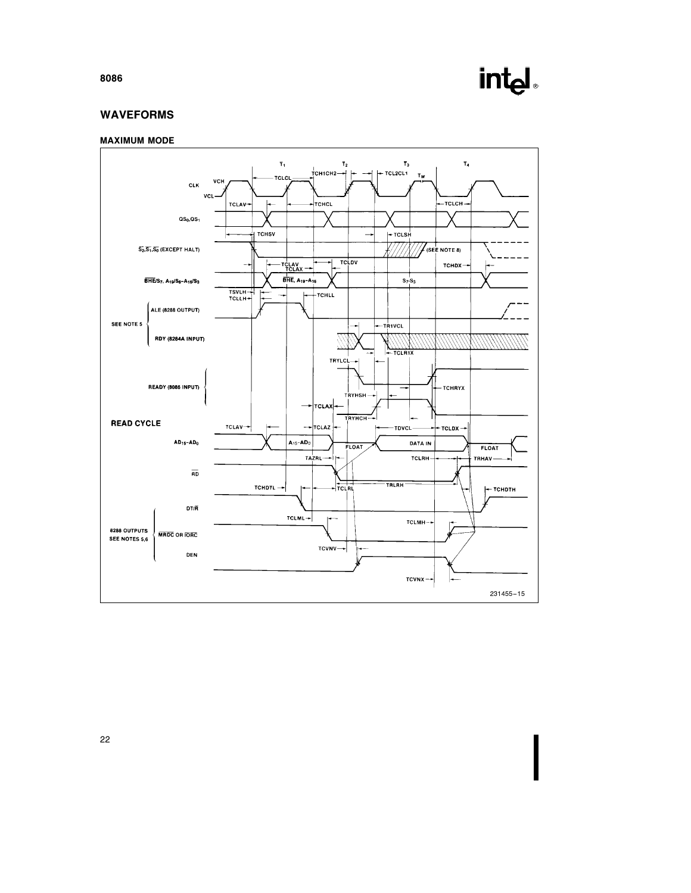## WAVEFORMS

### MAXIMUM MODE

CLK VCH VCL TCLCL TCH1CH2 TCL2CL1 T1 T2 T3 TW T4 TCLAV TCHCL TCLCH QS0,QS1 TCHSV TCLSH $\overline{S_2}, \overline{S_1}, \overline{S_0}$ (EXCEPT HALT) (SEE NOTE 8) TCLAV TCLAX TCLDV TCHDX $\overline{BHE}/S_7$, $A_{19}/S_6$–$A_{16}/S_3$ $\overline{BHE}$, $A_{19}$–$A_{16}$ $S_7$–$S_3$ TSVLH TCLLH TCHLL SEE NOTE 5 ALE (8288 OUTPUT) RDY (8284A INPUT) TR1VCL TCLR1X TRYLCL READY (8086 INPUT) TCHRYX TRYHSH TCLAX TRYHCH READ CYCLE TCLAV TCLAZ TDVCL TCLDX $AD_{15}$–$AD_0$ $A_{15}$–$AD_0$ FLOAT DATA IN FLOAT TAZRL TCLRH TRHAV $\overline{RD}$ TCHDTL TCLRL TRLRH TCHDTH $DT/\overline{R}$ TCLML TCLMH 8288 OUTPUTS SEE NOTES 5,6 $\overline{MRDC}$ OR $\overline{IORC}$ TCVNV DEN TCVNX

231455–15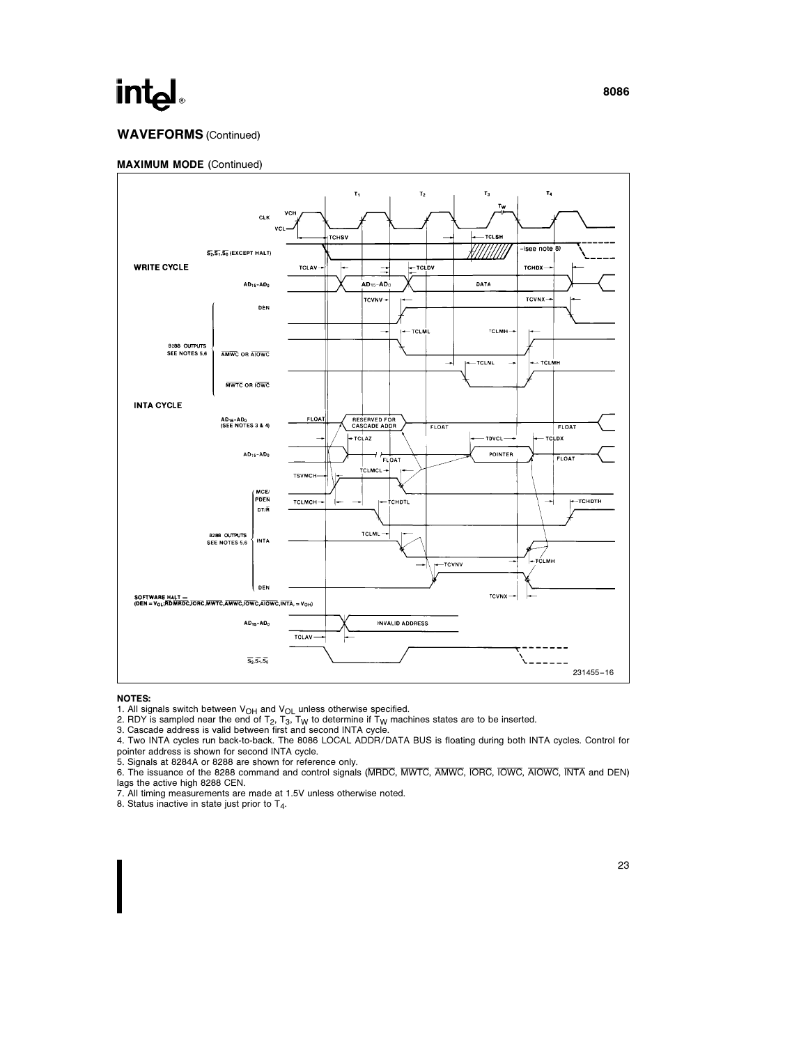## WAVEFORMS (Continued)

### MAXIMUM MODE (Continued)

231455–16

**NOTES:**

1. All signals switch between $V_{OH}$ and $V_{OL}$ unless otherwise specified.
2. RDY is sampled near the end of $T_2$, $T_3$, $T_W$ to determine if $T_W$ machines states are to be inserted.
3. Cascade address is valid between first and second INTA cycle.
4. Two INTA cycles run back-to-back. The 8086 LOCAL ADDR/DATA BUS is floating during both INTA cycles. Control for pointer address is shown for second INTA cycle.
5. Signals at 8284A or 8288 are shown for reference only.
6. The issuance of the 8288 command and control signals ($\overline{MRDC}$, $\overline{MWTC}$, $\overline{AMWC}$, $\overline{IORC}$, $\overline{IOWC}$, $\overline{AIOWC}$, $\overline{INTA}$ and DEN) lags the active high 8288 CEN.
7. All timing measurements are made at 1.5V unless otherwise noted.
8. Status inactive in state just prior to $T_4$.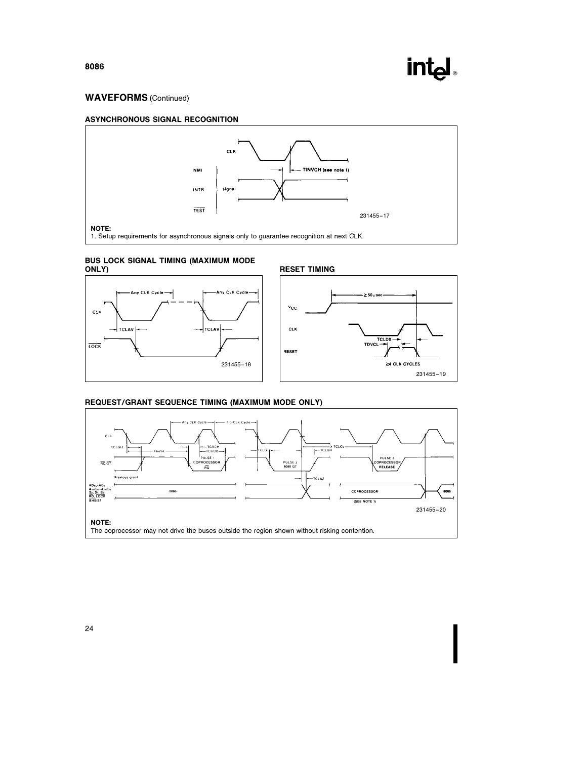## WAVEFORMS (Continued)

### ASYNCHRONOUS SIGNAL RECOGNITION

CLK

NMI

INTR signal

TEST

TINVCH (see note 1)

231455–17

**NOTE:**
1. Setup requirements for asynchronous signals only to guarantee recognition at next CLK.

### BUS LOCK SIGNAL TIMING (MAXIMUM MODE ONLY)

Any CLK Cycle

Any CLK Cycle

CLK

TCLAV

TCLAV

LOCK

231455–18

### RESET TIMING

$\geq$ 50 μsec

$V_{CC}$

CLK

TCLDX

TDVCL

RESET

$\geq$4 CLK CYCLES

231455–19

### REQUEST/GRANT SEQUENCE TIMING (MAXIMUM MODE ONLY)

Any CLK Cycle

> 0-CLK Cycle

CLK

TCLGH

TCLCL

TGVCH

TCHGX

TCLGL

TCLGH

TCLCL

RQ/GT

Previous grant

PULSE 1 COPROCESSOR RQ

PULSE 2 8086 GT

PULSE 3 COPROCESSOR RELEASE

TCLAZ

$AD_{15}$–$AD_0$
$A_{19}/S_6$–$A_{16}/S_3$
$\overline{S_2}$, $\overline{S_1}$, $\overline{S_0}$
RD, LOCK
BHE/S7

8086

COPROCESSOR

8086

(SEE NOTE 1)

231455–20

**NOTE:**
The coprocessor may not drive the buses outside the region shown without risking contention.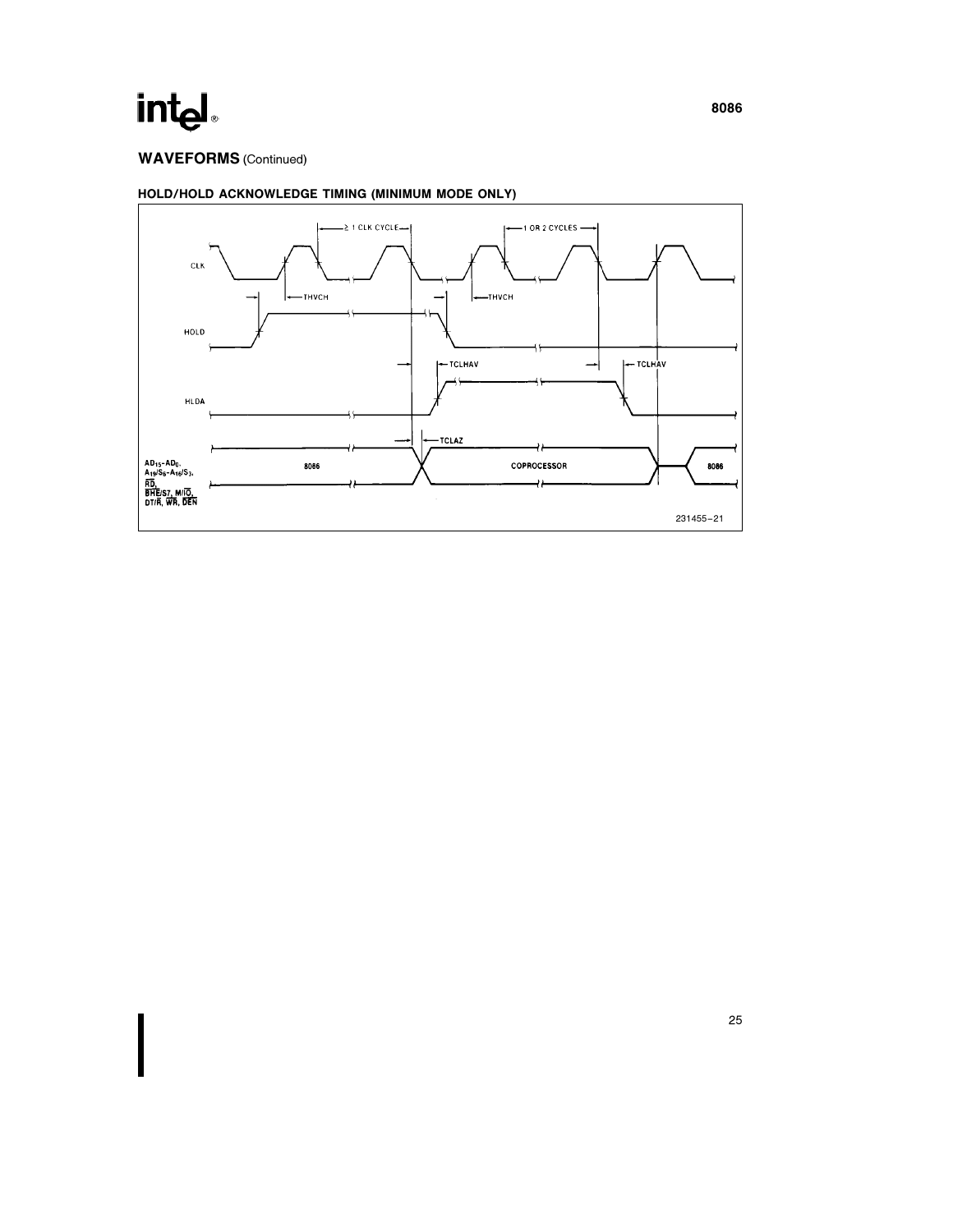## WAVEFORMS (Continued)

### HOLD/HOLD ACKNOWLEDGE TIMING (MINIMUM MODE ONLY)

CLK

HOLD

HLDA

$AD_{15}$–$AD_0$, $A_{19}/S_6$–$A_{16}/S_3$, $\overline{RD}$, $\overline{BHE}/S7$, $M/\overline{IO}$, $DT/\overline{R}$, $\overline{WR}$, $\overline{DEN}$

≥ 1 CLK CYCLE

1 OR 2 CYCLES

THVCH

THVCH

TCLHAV

TCLHAV

TCLAZ

8086

COPROCESSOR

8086

231455–21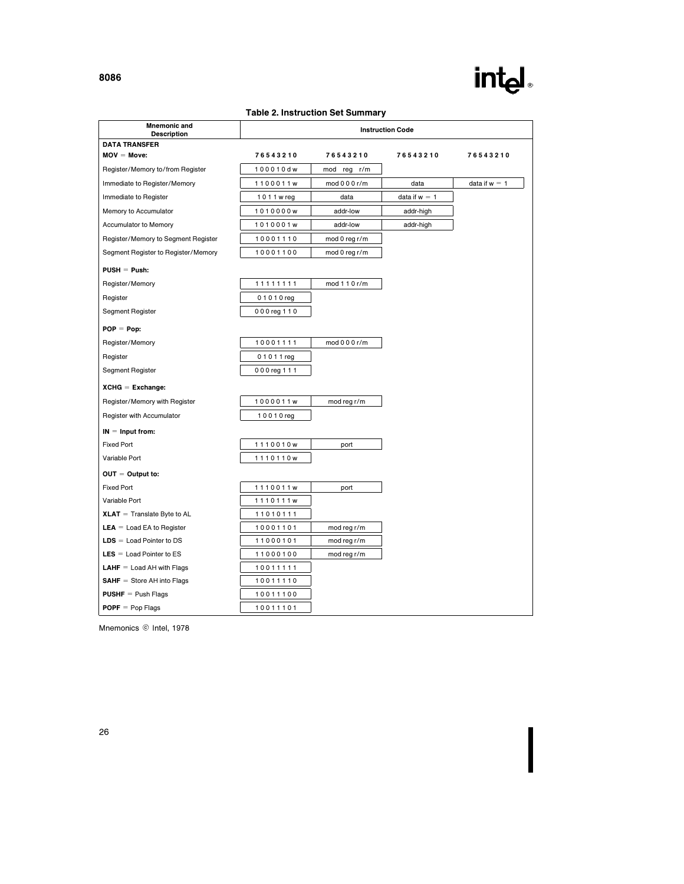**Table 2. Instruction Set Summary**

| Mnemonic and Description | Instruction Code | | | |
|---|---|---|---|---|
| **DATA TRANSFER** | | | | |
| **MOV** = **Move:** | **7 6 5 4 3 2 1 0** | **7 6 5 4 3 2 1 0** | **7 6 5 4 3 2 1 0** | **7 6 5 4 3 2 1 0** |
| Register/Memory to/from Register | 1 0 0 0 1 0 d w | mod reg r/m | | |
| Immediate to Register/Memory | 1 1 0 0 0 1 1 w | mod 0 0 0 r/m | data | data if w = 1 |
| Immediate to Register | 1 0 1 1 w reg | data | data if w = 1 | |
| Memory to Accumulator | 1 0 1 0 0 0 0 w | addr-low | addr-high | |
| Accumulator to Memory | 1 0 1 0 0 0 1 w | addr-low | addr-high | |
| Register/Memory to Segment Register | 1 0 0 0 1 1 1 0 | mod 0 reg r/m | | |
| Segment Register to Register/Memory | 1 0 0 0 1 1 0 0 | mod 0 reg r/m | | |
| **PUSH** = **Push:** | | | | |
| Register/Memory | 1 1 1 1 1 1 1 1 | mod 1 1 0 r/m | | |
| Register | 0 1 0 1 0 reg | | | |
| Segment Register | 0 0 0 reg 1 1 0 | | | |
| **POP** = **Pop:** | | | | |
| Register/Memory | 1 0 0 0 1 1 1 1 | mod 0 0 0 r/m | | |
| Register | 0 1 0 1 1 reg | | | |
| Segment Register | 0 0 0 reg 1 1 1 | | | |
| **XCHG** = **Exchange:** | | | | |
| Register/Memory with Register | 1 0 0 0 0 1 1 w | mod reg r/m | | |
| Register with Accumulator | 1 0 0 1 0 reg | | | |
| **IN** = **Input from:** | | | | |
| Fixed Port | 1 1 1 0 0 1 0 w | port | | |
| Variable Port | 1 1 1 0 1 1 0 w | | | |
| **OUT** = **Output to:** | | | | |
| Fixed Port | 1 1 1 0 0 1 1 w | port | | |
| Variable Port | 1 1 1 0 1 1 1 w | | | |
| **XLAT** = Translate Byte to AL | 1 1 0 1 0 1 1 1 | | | |
| **LEA** = Load EA to Register | 1 0 0 0 1 1 0 1 | mod reg r/m | | |
| **LDS** = Load Pointer to DS | 1 1 0 0 0 1 0 1 | mod reg r/m | | |
| **LES** = Load Pointer to ES | 1 1 0 0 0 1 0 0 | mod reg r/m | | |
| **LAHF** = Load AH with Flags | 1 0 0 1 1 1 1 1 | | | |
| **SAHF** = Store AH into Flags | 1 0 0 1 1 1 1 0 | | | |
| **PUSHF** = Push Flags | 1 0 0 1 1 1 0 0 | | | |
| **POPF** = Pop Flags | 1 0 0 1 1 1 0 1 | | | |

Mnemonics © Intel, 1978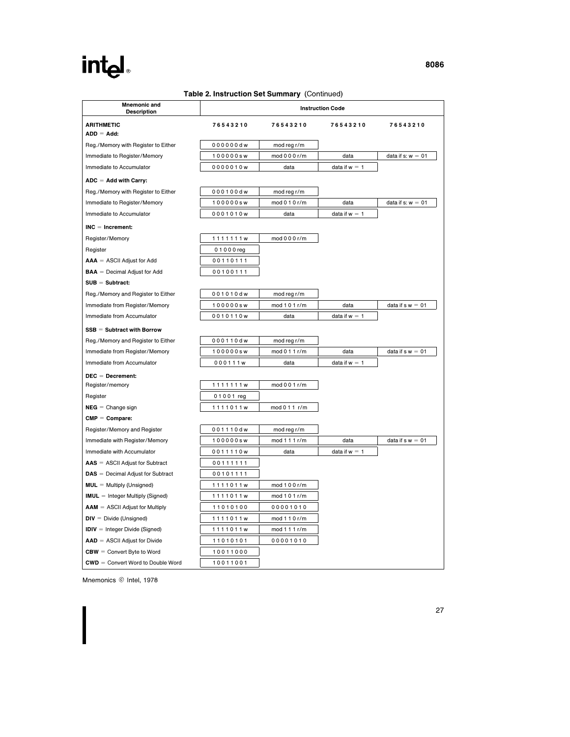**Table 2. Instruction Set Summary** (Continued)

| Mnemonic and Description | Instruction Code | | | |
|---|---|---|---|---|
| **ARITHMETIC** | **76543210** | **76543210** | **76543210** | **76543210** |
| **ADD** = **Add:** | | | | |
| Reg./Memory with Register to Either | 0 0 0 0 0 0 d w | mod reg r/m | | |
| Immediate to Register/Memory | 1 0 0 0 0 0 s w | mod 0 0 0 r/m | data | data if s: w = 01 |
| Immediate to Accumulator | 0 0 0 0 0 1 0 w | data | data if w = 1 | |
| **ADC** = **Add with Carry:** | | | | |
| Reg./Memory with Register to Either | 0 0 0 1 0 0 d w | mod reg r/m | | |
| Immediate to Register/Memory | 1 0 0 0 0 0 s w | mod 0 1 0 r/m | data | data if s: w = 01 |
| Immediate to Accumulator | 0 0 0 1 0 1 0 w | data | data if w = 1 | |
| **INC** = **Increment:** | | | | |
| Register/Memory | 1 1 1 1 1 1 1 w | mod 0 0 0 r/m | | |
| Register | 0 1 0 0 0 reg | | | |
| **AAA** = ASCII Adjust for Add | 0 0 1 1 0 1 1 1 | | | |
| **BAA** = Decimal Adjust for Add | 0 0 1 0 0 1 1 1 | | | |
| **SUB** = **Subtract:** | | | | |
| Reg./Memory and Register to Either | 0 0 1 0 1 0 d w | mod reg r/m | | |
| Immediate from Register/Memory | 1 0 0 0 0 0 s w | mod 1 0 1 r/m | data | data if s w = 01 |
| Immediate from Accumulator | 0 0 1 0 1 1 0 w | data | data if w = 1 | |
| **SSB** = **Subtract with Borrow** | | | | |
| Reg./Memory and Register to Either | 0 0 0 1 1 0 d w | mod reg r/m | | |
| Immediate from Register/Memory | 1 0 0 0 0 0 s w | mod 0 1 1 r/m | data | data if s w = 01 |
| Immediate from Accumulator | 0 0 0 1 1 1 w | data | data if w = 1 | |
| **DEC** = **Decrement:** | | | | |
| Register/memory | 1 1 1 1 1 1 1 w | mod 0 0 1 r/m | | |
| Register | 0 1 0 0 1 reg | | | |
| **NEG** = Change sign | 1 1 1 1 0 1 1 w | mod 0 1 1 r/m | | |
| **CMP** = **Compare:** | | | | |
| Register/Memory and Register | 0 0 1 1 1 0 d w | mod reg r/m | | |
| Immediate with Register/Memory | 1 0 0 0 0 0 s w | mod 1 1 1 r/m | data | data if s w = 01 |
| Immediate with Accumulator | 0 0 1 1 1 1 0 w | data | data if w = 1 | |
| **AAS** = ASCII Adjust for Subtract | 0 0 1 1 1 1 1 1 | | | |
| **DAS** = Decimal Adjust for Subtract | 0 0 1 0 1 1 1 1 | | | |
| **MUL** = Multiply (Unsigned) | 1 1 1 1 0 1 1 w | mod 1 0 0 r/m | | |
| **IMUL** = Integer Multiply (Signed) | 1 1 1 1 0 1 1 w | mod 1 0 1 r/m | | |
| **AAM** = ASCII Adjust for Multiply | 1 1 0 1 0 1 0 0 | 0 0 0 0 1 0 1 0 | | |
| **DIV** = Divide (Unsigned) | 1 1 1 1 0 1 1 w | mod 1 1 0 r/m | | |
| **IDIV** = Integer Divide (Signed) | 1 1 1 1 0 1 1 w | mod 1 1 1 r/m | | |
| **AAD** = ASCII Adjust for Divide | 1 1 0 1 0 1 0 1 | 0 0 0 0 1 0 1 0 | | |
| **CBW** = Convert Byte to Word | 1 0 0 1 1 0 0 0 | | | |
| **CWD** = Convert Word to Double Word | 1 0 0 1 1 0 0 1 | | | |

Mnemonics © Intel, 1978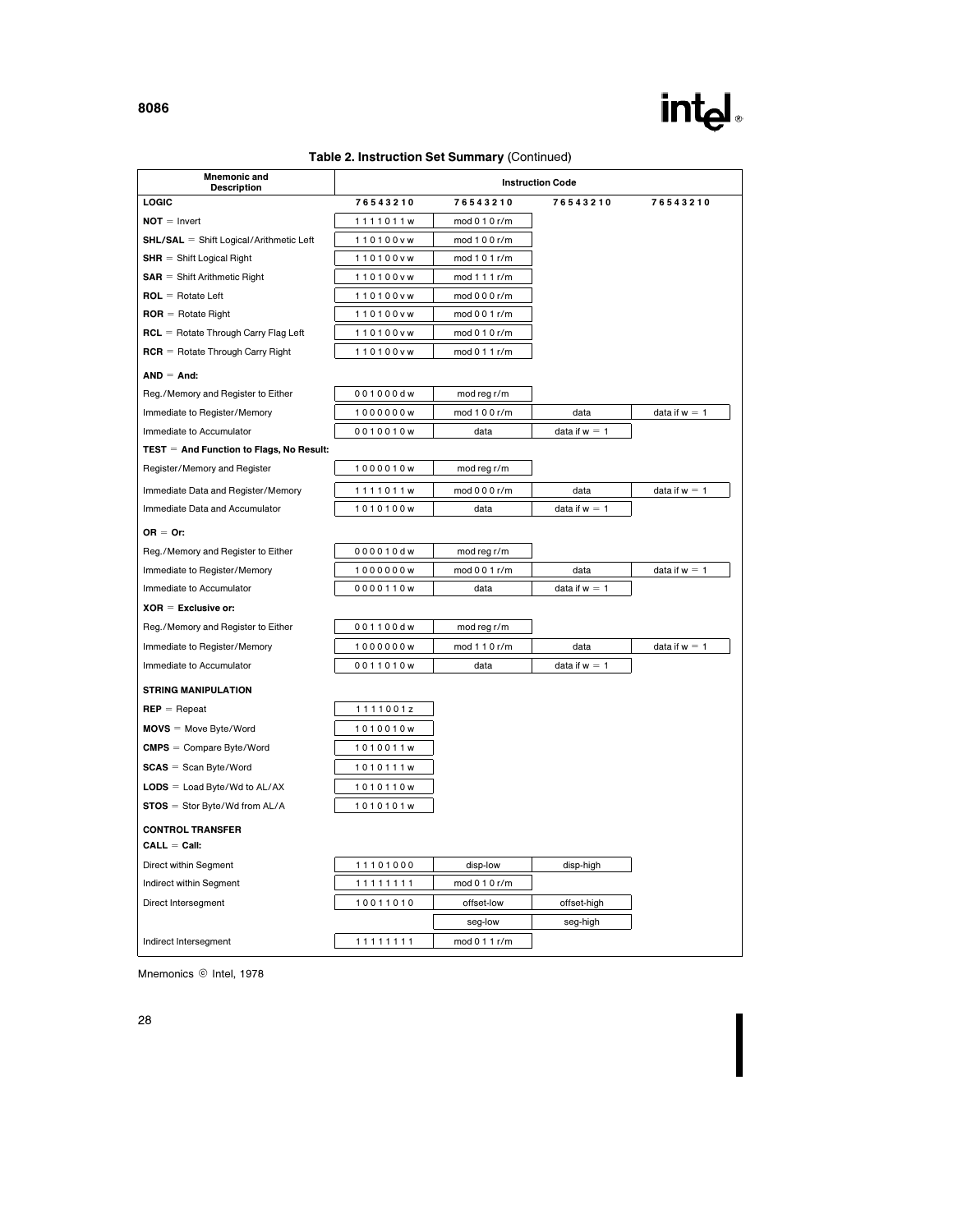**Table 2. Instruction Set Summary** (Continued)

| Mnemonic and Description | Instruction Code | | | |
|---|---|---|---|---|
| **LOGIC** | **7 6 5 4 3 2 1 0** | **7 6 5 4 3 2 1 0** | **7 6 5 4 3 2 1 0** | **7 6 5 4 3 2 1 0** |
| **NOT** = Invert | 1 1 1 1 0 1 1 w | mod 0 1 0 r/m | | |
| **SHL/SAL** = Shift Logical/Arithmetic Left | 1 1 0 1 0 0 v w | mod 1 0 0 r/m | | |
| **SHR** = Shift Logical Right | 1 1 0 1 0 0 v w | mod 1 0 1 r/m | | |
| **SAR** = Shift Arithmetic Right | 1 1 0 1 0 0 v w | mod 1 1 1 r/m | | |
| **ROL** = Rotate Left | 1 1 0 1 0 0 v w | mod 0 0 0 r/m | | |
| **ROR** = Rotate Right | 1 1 0 1 0 0 v w | mod 0 0 1 r/m | | |
| **RCL** = Rotate Through Carry Flag Left | 1 1 0 1 0 0 v w | mod 0 1 0 r/m | | |
| **RCR** = Rotate Through Carry Right | 1 1 0 1 0 0 v w | mod 0 1 1 r/m | | |
| **AND** = **And:** | | | | |
| Reg./Memory and Register to Either | 0 0 1 0 0 0 d w | mod reg r/m | | |
| Immediate to Register/Memory | 1 0 0 0 0 0 0 w | mod 1 0 0 r/m | data | data if w = 1 |
| Immediate to Accumulator | 0 0 1 0 0 1 0 w | data | data if w = 1 | |
| **TEST** = **And Function to Flags, No Result:** | | | | |
| Register/Memory and Register | 1 0 0 0 0 1 0 w | mod reg r/m | | |
| Immediate Data and Register/Memory | 1 1 1 1 0 1 1 w | mod 0 0 0 r/m | data | data if w = 1 |
| Immediate Data and Accumulator | 1 0 1 0 1 0 0 w | data | data if w = 1 | |
| **OR** = **Or:** | | | | |
| Reg./Memory and Register to Either | 0 0 0 0 1 0 d w | mod reg r/m | | |
| Immediate to Register/Memory | 1 0 0 0 0 0 0 w | mod 0 0 1 r/m | data | data if w = 1 |
| Immediate to Accumulator | 0 0 0 0 1 1 0 w | data | data if w = 1 | |
| **XOR** = **Exclusive or:** | | | | |
| Reg./Memory and Register to Either | 0 0 1 1 0 0 d w | mod reg r/m | | |
| Immediate to Register/Memory | 1 0 0 0 0 0 0 w | mod 1 1 0 r/m | data | data if w = 1 |
| Immediate to Accumulator | 0 0 1 1 0 1 0 w | data | data if w = 1 | |
| **STRING MANIPULATION** | | | | |
| **REP** = Repeat | 1 1 1 1 0 0 1 z | | | |
| **MOVS** = Move Byte/Word | 1 0 1 0 0 1 0 w | | | |
| **CMPS** = Compare Byte/Word | 1 0 1 0 0 1 1 w | | | |
| **SCAS** = Scan Byte/Word | 1 0 1 0 1 1 1 w | | | |
| **LODS** = Load Byte/Wd to AL/AX | 1 0 1 0 1 1 0 w | | | |
| **STOS** = Stor Byte/Wd from AL/A | 1 0 1 0 1 0 1 w | | | |
| **CONTROL TRANSFER** | | | | |
| **CALL** = **Call:** | | | | |
| Direct within Segment | 1 1 1 0 1 0 0 0 | disp-low | disp-high | |
| Indirect within Segment | 1 1 1 1 1 1 1 1 | mod 0 1 0 r/m | | |
| Direct Intersegment | 1 0 0 1 1 0 1 0 | offset-low | offset-high | |
| | | seg-low | seg-high | |
| Indirect Intersegment | 1 1 1 1 1 1 1 1 | mod 0 1 1 r/m | | |

Mnemonics © Intel, 1978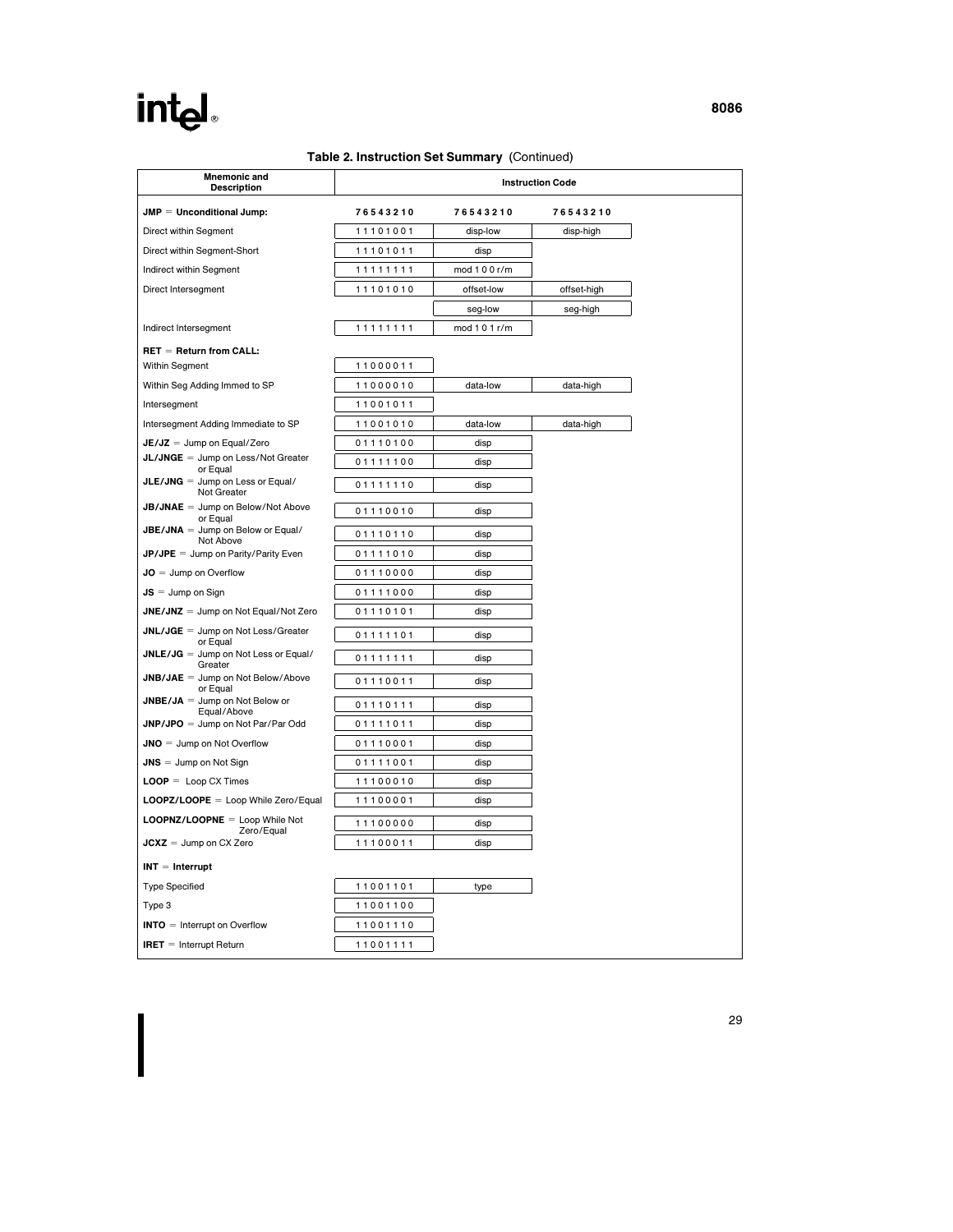**Table 2. Instruction Set Summary** (Continued)

| Mnemonic and Description | Instruction Code | | |
|---|---|---|---|
| **JMP = Unconditional Jump:** | **7 6 5 4 3 2 1 0** | **7 6 5 4 3 2 1 0** | **7 6 5 4 3 2 1 0** |
| Direct within Segment | 1 1 1 0 1 0 0 1 | disp-low | disp-high |
| Direct within Segment-Short | 1 1 1 0 1 0 1 1 | disp | |
| Indirect within Segment | 1 1 1 1 1 1 1 1 | mod 1 0 0 r/m | |
| Direct Intersegment | 1 1 1 0 1 0 1 0 | offset-low | offset-high |
| | | seg-low | seg-high |
| Indirect Intersegment | 1 1 1 1 1 1 1 1 | mod 1 0 1 r/m | |
| **RET = Return from CALL:** | | | |
| Within Segment | 1 1 0 0 0 0 1 1 | | |
| Within Seg Adding Immed to SP | 1 1 0 0 0 0 1 0 | data-low | data-high |
| Intersegment | 1 1 0 0 1 0 1 1 | | |
| Intersegment Adding Immediate to SP | 1 1 0 0 1 0 1 0 | data-low | data-high |
| **JE/JZ** = Jump on Equal/Zero | 0 1 1 1 0 1 0 0 | disp | |
| **JL/JNGE** = Jump on Less/Not Greater or Equal | 0 1 1 1 1 1 0 0 | disp | |
| **JLE/JNG** = Jump on Less or Equal/ Not Greater | 0 1 1 1 1 1 1 0 | disp | |
| **JB/JNAE** = Jump on Below/Not Above or Equal | 0 1 1 1 0 0 1 0 | disp | |
| **JBE/JNA** = Jump on Below or Equal/ Not Above | 0 1 1 1 0 1 1 0 | disp | |
| **JP/JPE** = Jump on Parity/Parity Even | 0 1 1 1 1 0 1 0 | disp | |
| **JO** = Jump on Overflow | 0 1 1 1 0 0 0 0 | disp | |
| **JS** = Jump on Sign | 0 1 1 1 1 0 0 0 | disp | |
| **JNE/JNZ** = Jump on Not Equal/Not Zero | 0 1 1 1 0 1 0 1 | disp | |
| **JNL/JGE** = Jump on Not Less/Greater or Equal | 0 1 1 1 1 1 0 1 | disp | |
| **JNLE/JG** = Jump on Not Less or Equal/ Greater | 0 1 1 1 1 1 1 1 | disp | |
| **JNB/JAE** = Jump on Not Below/Above or Equal | 0 1 1 1 0 0 1 1 | disp | |
| **JNBE/JA** = Jump on Not Below or Equal/Above | 0 1 1 1 0 1 1 1 | disp | |
| **JNP/JPO** = Jump on Not Par/Par Odd | 0 1 1 1 1 0 1 1 | disp | |
| **JNO** = Jump on Not Overflow | 0 1 1 1 0 0 0 1 | disp | |
| **JNS** = Jump on Not Sign | 0 1 1 1 1 0 0 1 | disp | |
| **LOOP** = Loop CX Times | 1 1 1 0 0 0 1 0 | disp | |
| **LOOPZ/LOOPE** = Loop While Zero/Equal | 1 1 1 0 0 0 0 1 | disp | |
| **LOOPNZ/LOOPNE** = Loop While Not Zero/Equal | 1 1 1 0 0 0 0 0 | disp | |
| **JCXZ** = Jump on CX Zero | 1 1 1 0 0 0 1 1 | disp | |
| **INT = Interrupt** | | | |
| Type Specified | 1 1 0 0 1 1 0 1 | type | |
| Type 3 | 1 1 0 0 1 1 0 0 | | |
| **INTO** = Interrupt on Overflow | 1 1 0 0 1 1 1 0 | | |
| **IRET** = Interrupt Return | 1 1 0 0 1 1 1 1 | | |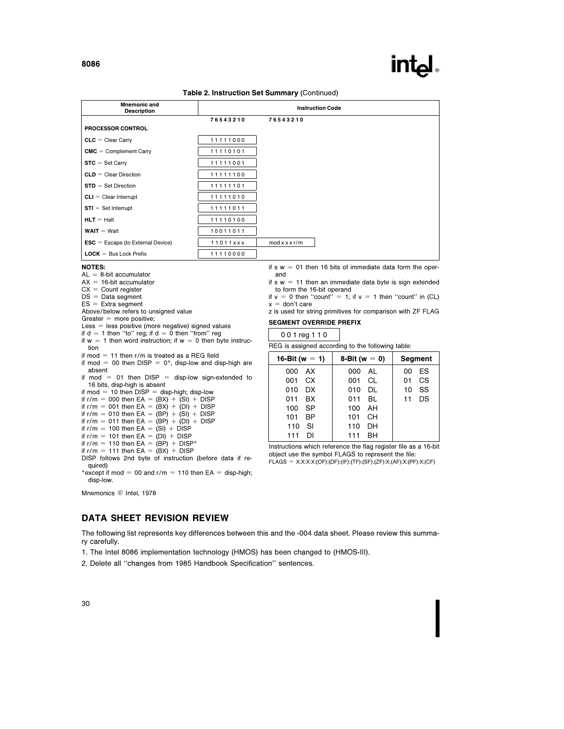**Table 2. Instruction Set Summary** (Continued)

| Mnemonic and Description | Instruction Code | |
|---|---|---|
| | 7 6 5 4 3 2 1 0 | 7 6 5 4 3 2 1 0 |
| **PROCESSOR CONTROL** | | |
| **CLC** = Clear Carry | 1 1 1 1 1 0 0 0 | |
| **CMC** = Complement Carry | 1 1 1 1 0 1 0 1 | |
| **STC** = Set Carry | 1 1 1 1 1 0 0 1 | |
| **CLD** = Clear Direction | 1 1 1 1 1 1 0 0 | |
| **STD** = Set Direction | 1 1 1 1 1 1 0 1 | |
| **CLI** = Clear Interrupt | 1 1 1 1 1 0 1 0 | |
| **STI** = Set Interrupt | 1 1 1 1 1 0 1 1 | |
| **HLT** = Halt | 1 1 1 1 0 1 0 0 | |
| **WAIT** = Wait | 1 0 0 1 1 0 1 1 | |
| **ESC** = Escape (to External Device) | 1 1 0 1 1 x x x | mod x x x r/m |
| **LOCK** = Bus Lock Prefix | 1 1 1 1 0 0 0 0 | |

**NOTES:**

AL = 8-bit accumulator
AX = 16-bit accumulator
CX = Count register
DS = Data segment
ES = Extra segment
Above/below refers to unsigned value
Greater = more positive;
Less = less positive (more negative) signed values
if d = 1 then "to" reg; if d = 0 then "from" reg
if w = 1 then word instruction; if w = 0 then byte instruction
if mod = 11 then r/m is treated as a REG field
if mod = 00 then DISP = 0*, disp-low and disp-high are absent
if mod = 01 then DISP = disp-low sign-extended to 16 bits, disp-high is absent
if mod = 10 then DISP = disp-high; disp-low
if r/m = 000 then EA = (BX) + (SI) + DISP
if r/m = 001 then EA = (BX) + (DI) + DISP
if r/m = 010 then EA = (BP) + (SI) + DISP
if r/m = 011 then EA = (BP) + (DI) + DISP
if r/m = 100 then EA = (SI) + DISP
if r/m = 101 then EA = (DI) + DISP
if r/m = 110 then EA = (BP) + DISP*
if r/m = 111 then EA = (BX) + DISP
DISP follows 2nd byte of instruction (before data if required)
*except if mod = 00 and r/m = 110 then EA = disp-high; disp-low.

if s w = 01 then 16 bits of immediate data form the operand
if s w = 11 then an immediate data byte is sign extended to form the 16-bit operand
if v = 0 then "count" = 1; if v = 1 then "count" in (CL)
x = don't care
z is used for string primitives for comparison with ZF FLAG

**SEGMENT OVERRIDE PREFIX**

0 0 1 reg 1 1 0

REG is assigned according to the following table:

| 16-Bit (w = 1) | 8-Bit (w = 0) | Segment |
|---|---|---|
| 000 AX | 000 AL | 00 ES |
| 001 CX | 001 CL | 01 CS |
| 010 DX | 010 DL | 10 SS |
| 011 BX | 011 BL | 11 DS |
| 100 SP | 100 AH | |
| 101 BP | 101 CH | |
| 110 SI | 110 DH | |
| 111 DI | 111 BH | |

Instructions which reference the flag register file as a 16-bit object use the symbol FLAGS to represent the file:
FLAGS = X:X:X:X:(OF):(DF):(IF):(TF):(SF):(ZF):X:(AF):X:(PF):X:(CF)

Mnemonics © Intel, 1978

## DATA SHEET REVISION REVIEW

The following list represents key differences between this and the -004 data sheet. Please review this summary carefully.

1. The Intel 8086 implementation technology (HMOS) has been changed to (HMOS-III).
2. Delete all "changes from 1985 Handbook Specification" sentences.